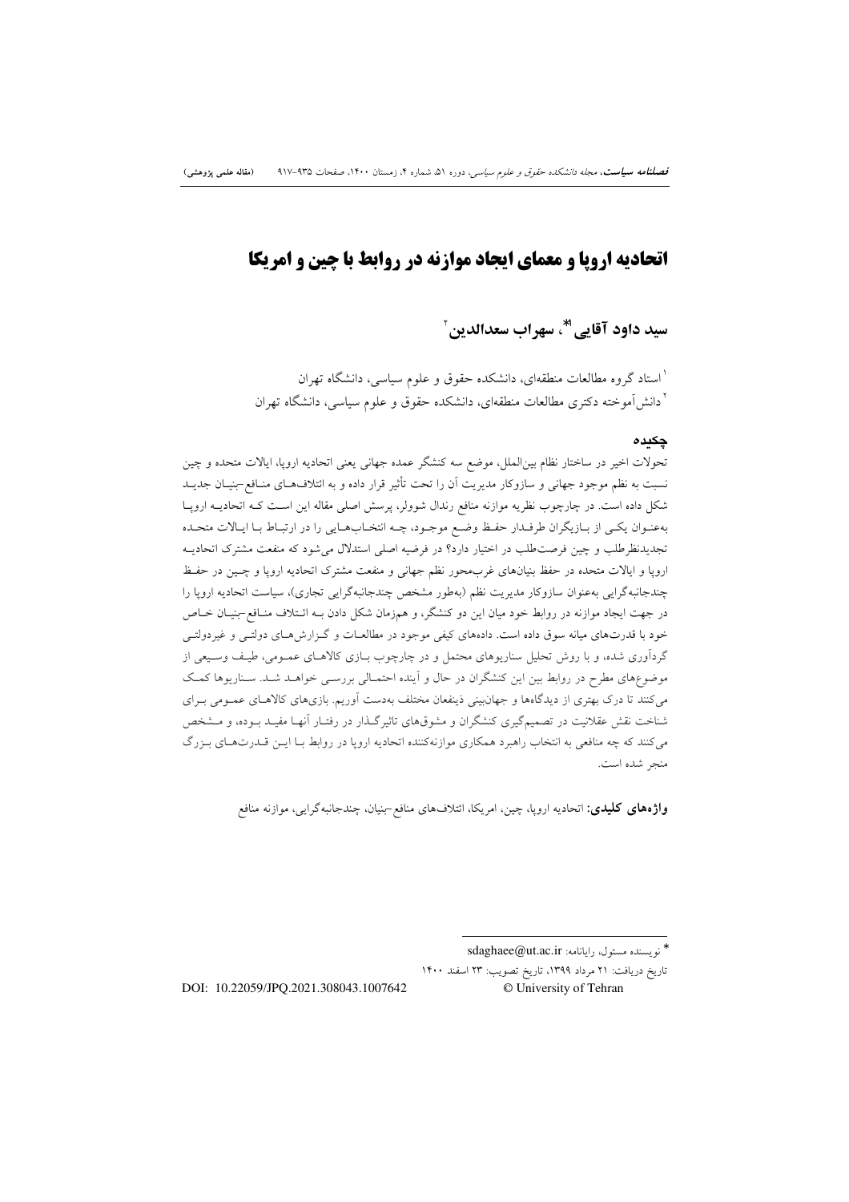# اتحادیه اروپا و معمای ایجاد موازنه در روابط با چین و امریکا

**سید داود آقایی[1*]، سهراب سعدالدین[2]**

[1] استاد گروه مطالعات منطقه‌ای، دانشکده حقوق و علوم سیاسی، دانشگاه تهران
[2] دانش‌آموخته دکتری مطالعات منطقه‌ای، دانشکده حقوق و علوم سیاسی، دانشگاه تهران

## چکیده

تحولات اخیر در ساختار نظام بین‌الملل، موضع سه کنشگر عمده جهانی یعنی اتحادیه اروپا، ایالات متحده و چین نسبت به نظم موجود جهانی و سازوکار مدیریت آن را تحت تأثیر قرار داده و به ائتلاف‌های منافع-بنیان جدید شکل داده است. در چارچوب نظریه موازنه منافع رندال شولر، پرسش اصلی مقاله این است که اتحادیه اروپا به‌عنوان یکی از بازیگران طرفدار حفظ وضع موجود، چه انتخاب‌هایی را در ارتباط با ایالات متحده تجدیدنظرطلب و چین فرصت‌طلب در اختیار دارد؟ در فرضیه اصلی استدلال می‌شود که منفعت مشترک اتحادیه اروپا و ایالات متحده در حفظ بنیان‌های غرب‌محور نظم جهانی و منفعت مشترک اتحادیه اروپا و چین در حفظ چندجانبه‌گرایی به‌عنوان سازوکار مدیریت نظم (به‌طور مشخص چندجانبه‌گرایی تجاری)، سیاست اتحادیه اروپا را در جهت ایجاد موازنه در روابط خود میان این دو کنشگر، و هم‌زمان شکل دادن به ائتلاف منافع-بنیان خاص خود با قدرت‌های میانه سوق داده است. داده‌های کیفی موجود در مطالعات و گزارش‌های دولتی و غیردولتی گردآوری شده، و با روش تحلیل سناریوهای محتمل و در چارچوب بازی کالاهای عمومی، طیف وسیعی از موضوع‌های مطرح در روابط بین این کنشگران در حال و آینده احتمالی بررسی خواهد شد. سناریوها کمک می‌کنند تا درک بهتری از دیدگاه‌ها و جهان‌بینی ذینفعان مختلف به‌دست آوریم. بازی‌های کالاهای عمومی برای شناخت نقش عقلانیت در تصمیم‌گیری کنشگران و مشوق‌های تاثیرگذار در رفتار آنها مفید بوده، و مشخص می‌کنند که چه منافعی به انتخاب راهبرد همکاری موازنه‌کننده اتحادیه اروپا در روابط با این قدرت‌های بزرگ منجر شده است.

**واژه‌های کلیدی:** اتحادیه اروپا، چین، امریکا، ائتلاف‌های منافع-بنیان، چندجانبه‌گرایی، موازنه منافع

---

* نویسنده مسئول، رایانامه: sdaghaee@ut.ac.ir

تاریخ دریافت: ۲۱ مرداد ۱۳۹۹، تاریخ تصویب: ۲۳ اسفند ۱۴۰۰

DOI: 10.22059/JPQ.2021.308043.1007642

© University of Tehran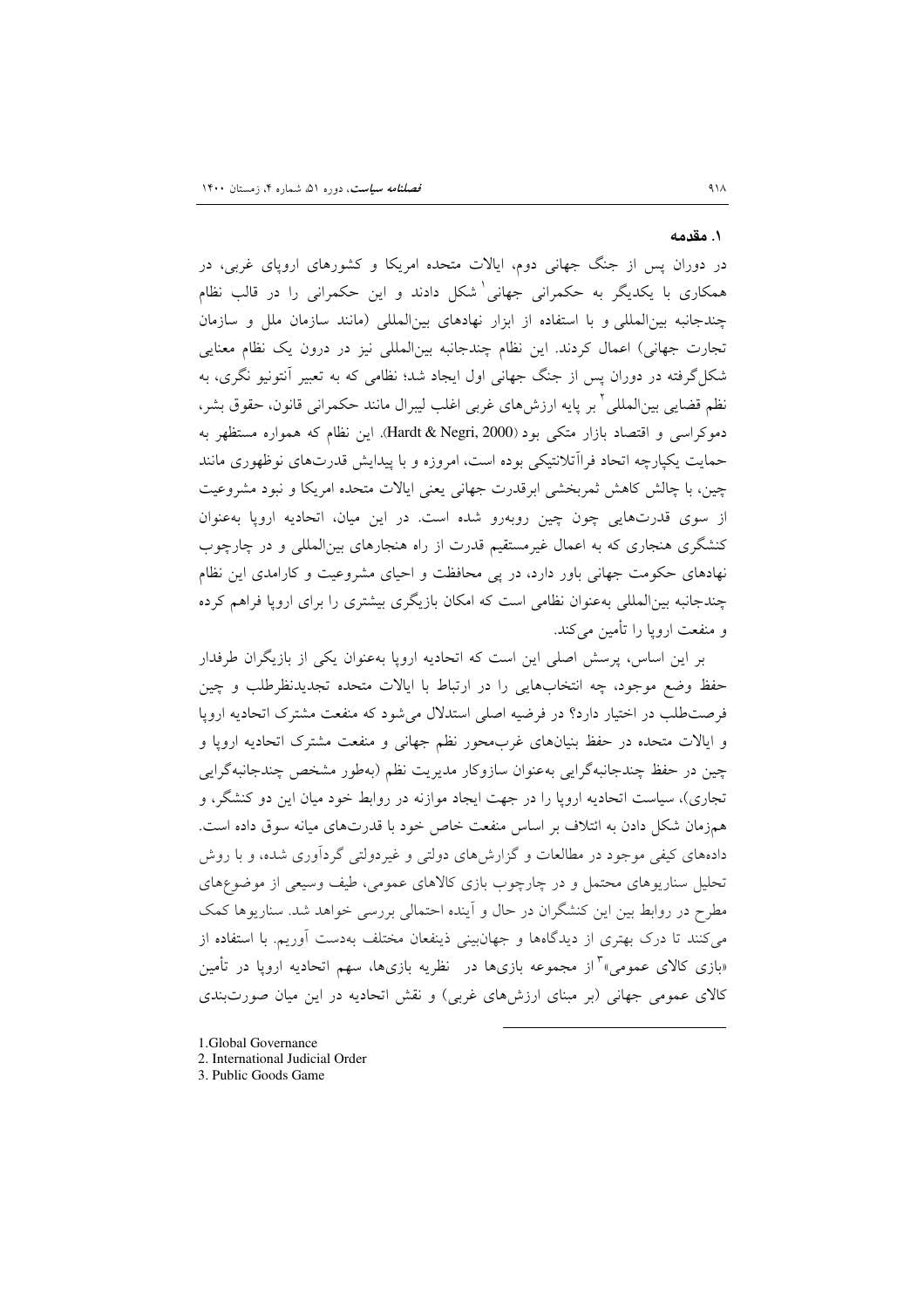## ۱. مقدمه

در دوران پس از جنگ جهانی دوم، ایالات متحده امریکا و کشورهای اروپای غربی، در همکاری با یکدیگر به حکمرانی جهانی[1] شکل دادند و این حکمرانی را در قالب نظام چندجانبه بین‌المللی و با استفاده از ابزار نهادهای بین‌المللی (مانند سازمان ملل و سازمان تجارت جهانی) اعمال کردند. این نظام چندجانبه بین‌المللی نیز در درون یک نظام معنایی شکل‌گرفته در دوران پس از جنگ جهانی اول ایجاد شد؛ نظامی که به تعبیر آنتونیو نگری، به نظم قضایی بین‌المللی[2] بر پایه ارزش‌های غربی اغلب لیبرال مانند حکمرانی قانون، حقوق بشر، دموکراسی و اقتصاد بازار متکی بود (Hardt & Negri, 2000). این نظام که همواره مستظهر به حمایت یکپارچه اتحاد فراآتلانتیکی بوده است، امروزه و با پیدایش قدرت‌های نوظهوری مانند چین، با چالش کاهش ثمربخشی ابرقدرت جهانی یعنی ایالات متحده امریکا و نبود مشروعیت از سوی قدرت‌هایی چون چین روبه‌رو شده است. در این میان، اتحادیه اروپا به‌عنوان کنشگری هنجاری که به اعمال غیرمستقیم قدرت از راه هنجارهای بین‌المللی و در چارچوب نهادهای حکومت جهانی باور دارد، در پی محافظت و احیای مشروعیت و کارامدی این نظام چندجانبه بین‌المللی به‌عنوان نظامی است که امکان بازیگری بیشتری را برای اروپا فراهم کرده و منفعت اروپا را تأمین می‌کند.

بر این اساس، پرسش اصلی این است که اتحادیه اروپا به‌عنوان یکی از بازیگران طرفدار حفظ وضع موجود، چه انتخاب‌هایی را در ارتباط با ایالات متحده تجدیدنظرطلب و چین فرصت‌طلب در اختیار دارد؟ در فرضیه اصلی استدلال می‌شود که منفعت مشترک اتحادیه اروپا و ایالات متحده در حفظ بنیان‌های نظم جهانی غرب‌محور و منفعت مشترک اتحادیه اروپا و چین در حفظ چندجانبه‌گرایی به‌عنوان سازوکار مدیریت نظم (به‌طور مشخص چندجانبه‌گرایی تجاری)، سیاست اتحادیه اروپا را در جهت ایجاد موازنه در روابط خود میان این دو کنشگر، و هم‌زمان شکل دادن به ائتلاف بر اساس منفعت خاص خود با قدرت‌های میانه سوق داده است. داده‌های کیفی موجود در مطالعات و گزارش‌های دولتی و غیردولتی گردآوری شده، و با روش تحلیل سناریوهای محتمل و در چارچوب بازی کالاهای عمومی، طیف وسیعی از موضوع‌های مطرح در روابط بین این کنشگران در حال و آینده احتمالی بررسی خواهد شد. سناریوها کمک می‌کنند تا درک بهتری از دیدگاه‌ها و جهان‌بینی ذینفعان مختلف به‌دست آوریم. با استفاده از «بازی کالای عمومی»[3] از مجموعه بازی‌ها در نظریه بازی‌ها، سهم اتحادیه اروپا در تأمین کالای عمومی جهانی (بر مبنای ارزش‌های غربی) و نقش اتحادیه در این میان صورت‌بندی

---

1. Global Governance
2. International Judicial Order
3. Public Goods Game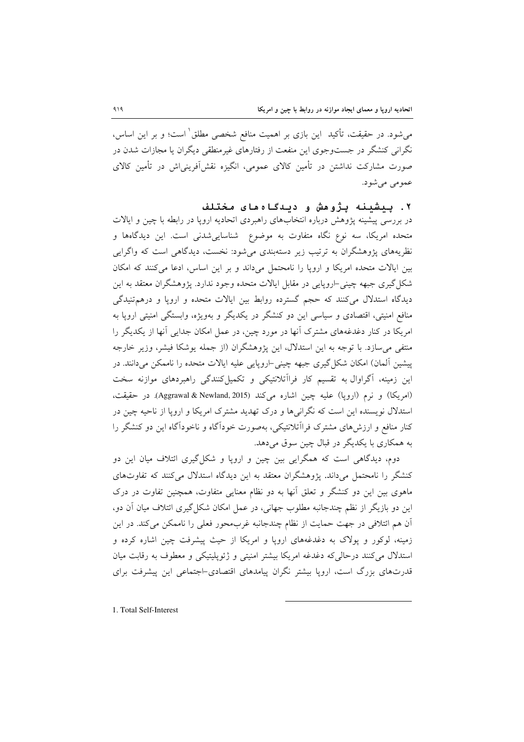می‌شود. در حقیقت، تأکید این بازی بر اهمیت منافع شخصی مطلق[1] است؛ و بر این اساس، نگرانی کنشگر در جست‌وجوی این منفعت از رفتارهای غیرمنطقی دیگران یا مجازات شدن در صورت مشارکت نداشتن در تأمین کالای عمومی، انگیزه نقش‌آفرینی‌اش در تأمین کالای عمومی می‌شود.

## ۲. پیشینه پژوهش و دیدگاه‌های مختلف

در بررسی پیشینه پژوهش درباره انتخاب‌های راهبردی اتحادیه اروپا در رابطه با چین و ایالات متحده امریکا، سه نوع نگاه متفاوت به موضوع شناسایی‌شدنی است. این دیدگاه‌ها و نظریه‌های پژوهشگران به ترتیب زیر دسته‌بندی می‌شود: نخست، دیدگاهی است که واگرایی بین ایالات متحده امریکا و اروپا را نامحتمل می‌داند و بر این اساس، ادعا می‌کنند که امکان شکل‌گیری جبهه چینی-اروپایی در مقابل ایالات متحده وجود ندارد. پژوهشگران معتقد به این دیدگاه استدلال می‌کنند که حجم گسترده روابط بین ایالات متحده و اروپا و درهم‌تنیدگی منافع امنیتی، اقتصادی و سیاسی این دو کنشگر در یکدیگر و به‌ویژه، وابستگی امنیتی اروپا به امریکا در کنار دغدغه‌های مشترک آنها در مورد چین، در عمل امکان جدایی آنها از یکدیگر را منتفی می‌سازد. با توجه به این استدلال، این پژوهشگران (از جمله یوشکا فیشر، وزیر خارجه پیشین آلمان) امکان شکل‌گیری جبهه چینی-اروپایی علیه ایالات متحده را ناممکن می‌دانند. در این زمینه، آگراوال به تقسیم کار فراآتلانتیکی و تکمیل‌کنندگی راهبردهای موازنه سخت (امریکا) و نرم (اروپا) علیه چین اشاره می‌کند (Aggrawal & Newland, 2015). در حقیقت، استدلال نویسنده این است که نگرانی‌ها و درک تهدید مشترک امریکا و اروپا از ناحیه چین در کنار منافع و ارزش‌های مشترک فراآتلانتیکی، به‌صورت خودآگاه و ناخودآگاه این دو کنشگر را به همکاری با یکدیگر در قبال چین سوق می‌دهد.

دوم، دیدگاهی است که همگرایی بین چین و اروپا و شکل‌گیری ائتلاف میان این دو کنشگر را نامحتمل می‌داند. پژوهشگران معتقد به این دیدگاه استدلال می‌کنند که تفاوت‌های ماهوی بین این دو کنشگر و تعلق آنها به دو نظام معنایی متفاوت، همچنین تفاوت در درک این دو بازیگر از نظم چندجانبه مطلوب جهانی، در عمل امکان شکل‌گیری ائتلاف میان آن دو، آن هم ائتلافی در جهت حمایت از نظام چندجانبه غرب‌محور فعلی را ناممکن می‌کند. در این زمینه، لوکور و پولاک به دغدغه‌های اروپا و امریکا از حیث پیشرفت چین اشاره کرده و استدلال می‌کنند درحالی‌که دغدغه امریکا بیشتر امنیتی و ژئوپلیتیکی و معطوف به رقابت میان قدرت‌های بزرگ است، اروپا بیشتر نگران پیامدهای اقتصادی-اجتماعی این پیشرفت برای

---

1. Total Self-Interest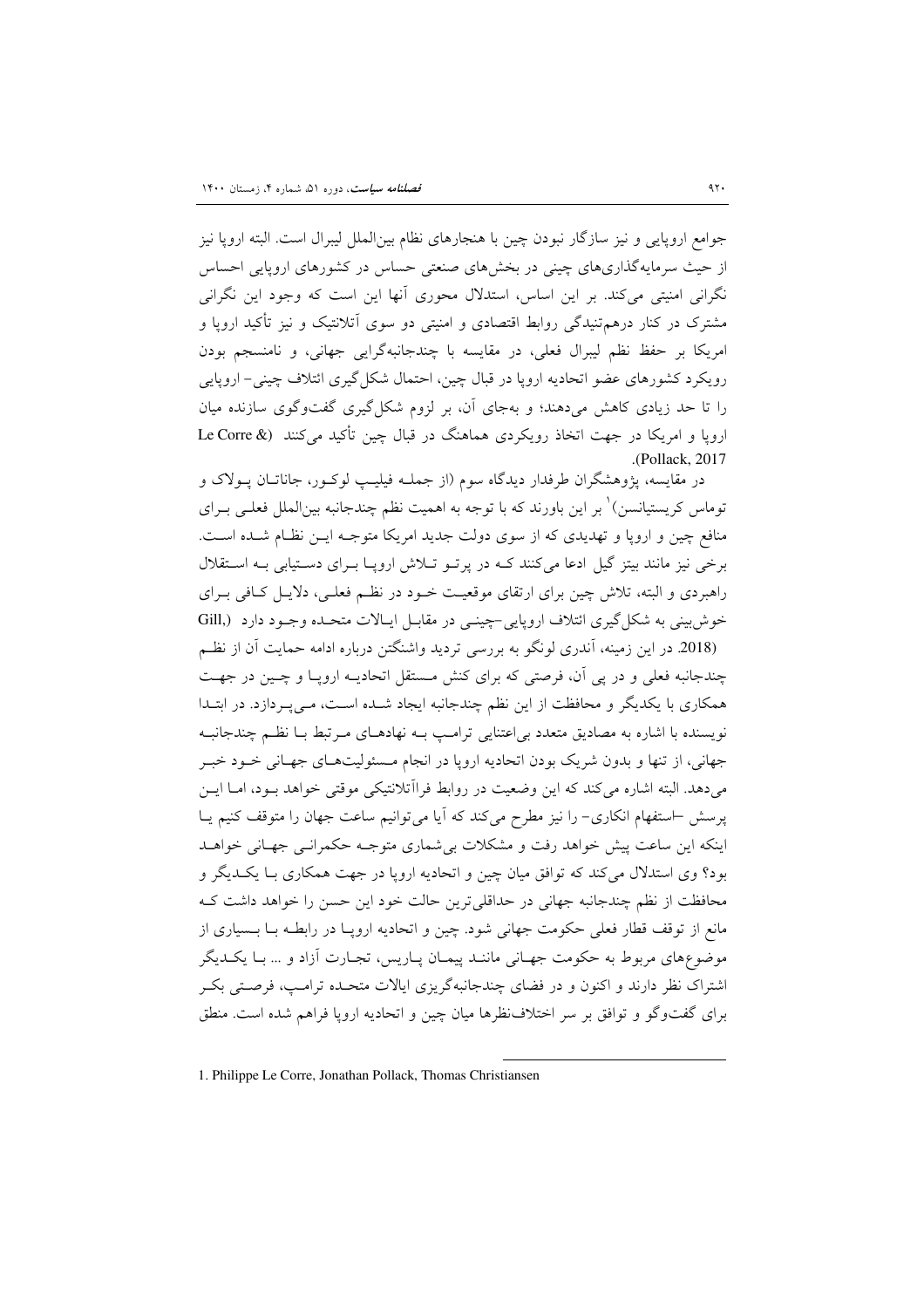جوامع اروپایی و نیز سازگار نبودن چین با هنجارهای نظام بین‌الملل لیبرال است. البته اروپا نیز از حیث سرمایه‌گذاری‌های چینی در بخش‌های صنعتی حساس در کشورهای اروپایی احساس نگرانی امنیتی می‌کند. بر این اساس، استدلال محوری آنها این است که وجود این نگرانی مشترک در کنار درهم‌تنیدگی روابط اقتصادی و امنیتی دو سوی آتلانتیک و نیز تأکید اروپا و امریکا بر حفظ نظم لیبرال فعلی، در مقایسه با چندجانبه‌گرایی جهانی، و نامنسجم بودن رویکرد کشورهای عضو اتحادیه اروپا در قبال چین، احتمال شکل‌گیری ائتلاف چینی- اروپایی را تا حد زیادی کاهش می‌دهند؛ و به‌جای آن، بر لزوم شکل‌گیری گفت‌وگوی سازنده میان اروپا و امریکا در جهت اتخاذ رویکردی هماهنگ در قبال چین تأکید می‌کنند (Le Corre & Pollack, 2017).

در مقایسه، پژوهشگران طرفدار دیدگاه سوم (از جمله فیلیپ لوکور، جاناتان پولاک و توماس کریستیانسن)[1] بر این باورند که با توجه به اهمیت نظم چندجانبه بین‌الملل فعلی برای منافع چین و اروپا و تهدیدی که از سوی دولت جدید امریکا متوجه این نظام شده است. برخی نیز مانند بیتز گیل ادعا می‌کنند که در پرتو تلاش اروپا برای دستیابی به استقلال راهبردی و البته، تلاش چین برای ارتقای موقعیت خود در نظم فعلی، دلایل کافی برای خوش‌بینی به شکل‌گیری ائتلاف اروپایی-چینی در مقابل ایالات متحده وجود دارد (Gill, 2018). در این زمینه، آندری لونگو به بررسی تردید واشنگتن درباره ادامه حمایت آن از نظم چندجانبه فعلی و در پی آن، فرصتی که برای کنش مستقل اتحادیه اروپا و چین در جهت همکاری با یکدیگر و محافظت از این نظم چندجانبه ایجاد شده است، می‌پردازد. در ابتدا نویسنده با اشاره به مصادیق متعدد بی‌اعتنایی ترامپ به نهادهای مرتبط با نظم چندجانبه جهانی، از تنها و بدون شریک بودن اتحادیه اروپا در انجام مسئولیت‌های جهانی خود خبر می‌دهد. البته اشاره می‌کند که این وضعیت در روابط فراآتلانتیکی موقتی خواهد بود، اما این پرسش –استفهام انکاری- را نیز مطرح می‌کند که آیا می‌توانیم ساعت جهان را متوقف کنیم یا اینکه این ساعت پیش خواهد رفت و مشکلات بی‌شماری متوجه حکمرانی جهانی خواهد بود؟ وی استدلال می‌کند که توافق میان چین و اتحادیه اروپا در جهت همکاری با یکدیگر و محافظت از نظم چندجانبه جهانی در حداقلی‌ترین حالت خود این حسن را خواهد داشت که مانع از توقف قطار فعلی حکومت جهانی شود. چین و اتحادیه اروپا در رابطه با بسیاری از موضوع‌های مربوط به حکومت جهانی مانند پیمان پاریس، تجارت آزاد و ... با یکدیگر اشتراک نظر دارند و اکنون و در فضای چندجانبه‌گریزی ایالات متحده ترامپ، فرصتی بکر برای گفت‌وگو و توافق بر سر اختلاف‌نظرها میان چین و اتحادیه اروپا فراهم شده است. منطق

---

1. Philippe Le Corre, Jonathan Pollack, Thomas Christiansen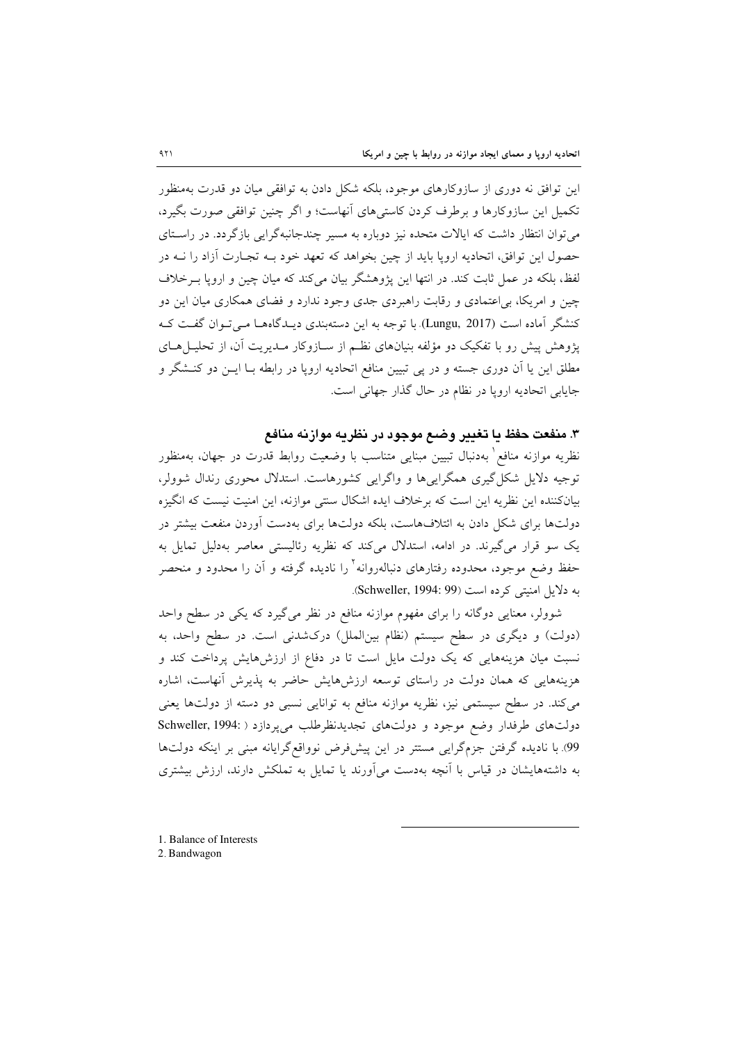این توافق نه دوری از سازوکارهای موجود، بلکه شکل دادن به توافقی میان دو قدرت به‌منظور تکمیل این سازوکارها و برطرف کردن کاستی‌های آنهاست؛ و اگر چنین توافقی صورت بگیرد، می‌توان انتظار داشت که ایالات متحده نیز دوباره به مسیر چندجانبه‌گرایی بازگردد. در راستای حصول این توافق، اتحادیه اروپا باید از چین بخواهد که تعهد خود بـه تجـارت آزاد را نـه در لفظ، بلکه در عمل ثابت کند. در انتها این پژوهشگر بیان می‌کند که میان چین و اروپا بـرخلاف چین و امریکا، بی‌اعتمادی و رقابت راهبردی جدی وجود ندارد و فضای همکاری میان این دو کنشگر آماده است (Lungu, 2017). با توجه به این دسته‌بندی دیـدگاه‌هـا مـی‌تـوان گفـت کـه پژوهش پیش رو با تفکیک دو مؤلفه بنیان‌های نظـم از سـازوکار مـدیریت آن، از تحلیـل‌هـای مطلق این یا آن دوری جسته و در پی تبیین منافع اتحادیه اروپا در رابطه بـا ایـن دو کنـشگر و جایابی اتحادیه اروپا در نظام در حال گذار جهانی است.

### ۳. منفعت حفظ یا تغییر وضع موجود در نظریه موازنه منافع

نظریه موازنه منافع[1] به‌دنبال تبیین مبنایی متناسب با وضعیت روابط قدرت در جهان، به‌منظور توجیه دلایل شکل‌گیری همگرایی‌ها و واگرایی کشورهاست. استدلال محوری رندال شوولر، بیان‌کننده این نظریه این است که برخلاف ایده اشکال سنتی موازنه، این امنیت نیست که انگیزه دولت‌ها برای شکل دادن به ائتلاف‌هاست، بلکه دولت‌ها برای به‌دست آوردن منفعت بیشتر در یک سو قرار می‌گیرند. در ادامه، استدلال می‌کند که نظریه رئالیستی معاصر به‌دلیل تمایل به حفظ وضع موجود، محدوده رفتارهای دنباله‌روانه[2] را نادیده گرفته و آن را محدود و منحصر به دلایل امنیتی کرده است (Schweller, 1994: 99).

شوولر، معنایی دوگانه را برای مفهوم موازنه منافع در نظر می‌گیرد که یکی در سطح واحد (دولت) و دیگری در سطح سیستم (نظام بین‌الملل) درک‌شدنی است. در سطح واحد، به نسبت میان هزینه‌هایی که یک دولت مایل است تا در دفاع از ارزش‌هایش پرداخت کند و هزینه‌هایی که همان دولت در راستای توسعه ارزش‌هایش حاضر به پذیرش آنهاست، اشاره می‌کند. در سطح سیستمی نیز، نظریه موازنه منافع به توانایی نسبی دو دسته از دولت‌ها یعنی دولت‌های طرفدار وضع موجود و دولت‌های تجدیدنظرطلب می‌پردازد (Schweller, 1994: 99). با نادیده گرفتن جزم‌گرایی مستتر در این پیش‌فرض نوواقع‌گرایانه مبنی بر اینکه دولت‌ها به داشته‌هایشان در قیاس با آنچه به‌دست می‌آورند یا تمایل به تملکش دارند، ارزش بیشتری

---

1. Balance of Interests
2. Bandwagon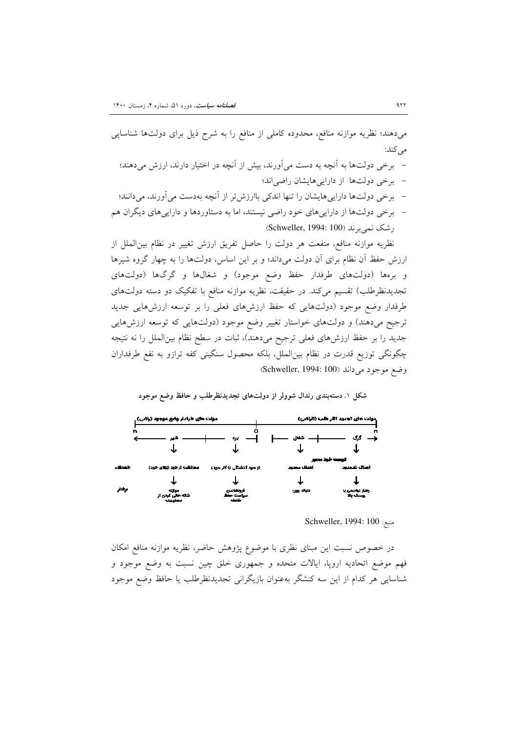می‌دهند؛ نظریه موازنه منافع، محدوده کاملی از منافع را به شرح ذیل برای دولت‌ها شناسایی می‌کند:

- برخی دولت‌ها به آنچه به دست می‌آورند، بیش از آنچه در اختیار دارند، ارزش می‌دهند؛
- برخی دولت‌ها از دارایی‌هایشان راضی‌اند؛
- برخی دولت‌ها دارایی‌هایشان را تنها اندکی باارزش‌تر از آنچه به‌دست می‌آورند، می‌دانند؛
- برخی دولت‌ها از دارایی‌های خود راضی نیستند، اما به دستاوردها و دارایی‌های دیگران هم رشک نمی‌برند (Schweller, 1994: 100)

نظریه موازنه منافع، منفعت هر دولت را حاصل تفریق ارزش تغییر در نظام بین‌الملل از ارزش حفظ آن نظام برای آن دولت می‌داند؛ و بر این اساس، دولت‌ها را به چهار گروه شیرها و بره‌ها (دولت‌های طرفدار حفظ وضع موجود) و شغال‌ها و گرگ‌ها (دولت‌های تجدیدنظرطلب) تقسیم می‌کند. در حقیقت، نظریه موازنه منافع با تفکیک دو دسته دولت‌های طرفدار وضع موجود (دولت‌هایی که حفظ ارزش‌های فعلی را بر توسعه ارزش‌هایی جدید ترجیح می‌دهند) و دولت‌های خواستار تغییر وضع موجود (دولت‌هایی که توسعه ارزش‌هایی جدید را بر حفظ ارزش‌های فعلی ترجیح می‌دهند)، ثبات در سطح نظام بین‌الملل را نه نتیجه چگونگی توزیع قدرت در نظام بین‌الملل، بلکه محصول سنگینی کفه ترازو به نفع طرفداران وضع موجود می‌داند (Schweller, 1994: 100)

**شکل ۱. دسته‌بندی رندال شوولر از دولت‌های تجدیدنظرطلب و حافظ وضع موجود**

| | دولت‌های طرفدار وضع موجود (n) | | دولت‌های تجدیدنظرطلب (n) | |
|---|---|---|---|---|
| | شیر | بره | شغال | گرگ |
| اهداف | محافظت از خود (بقای خود) | از خود گذشتگی (ایثار خود) | توسعه خود محور: اهداف محدود | اهداف نامحدود |
| رفتار | موازنه، شانه خالی کردن از مسئولیت | فروشنده‌ترین سیاست حفظ فاصله | دنباله روی | رفتار تهاجمی با ریسک بالا |

منبع: Schweller, 1994: 100

در خصوص نسبت این مبنای نظری با موضوع پژوهش حاضر، نظریه موازنه منافع امکان فهم موضع اتحادیه اروپا، ایالات متحده و جمهوری خلق چین نسبت به وضع موجود و شناسایی هر کدام از این سه کنشگر به‌عنوان بازیگرانی تجدیدنظرطلب یا حافظ وضع موجود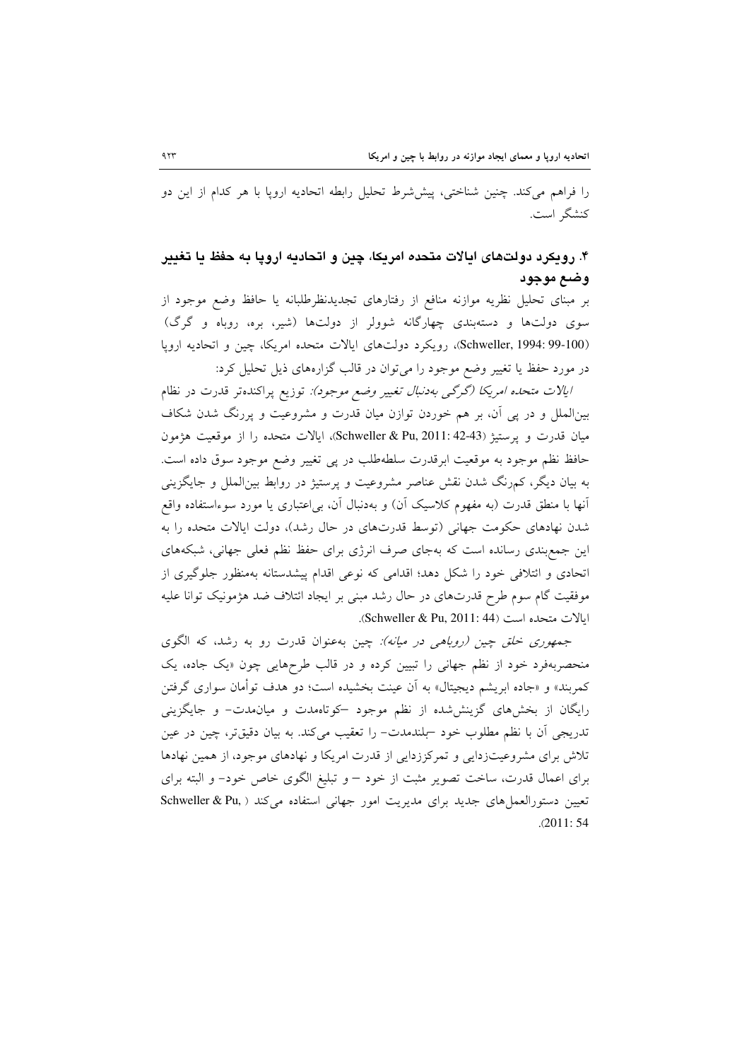را فراهم می‌کند. چنین شناختی، پیش‌شرط تحلیل رابطه اتحادیه اروپا با هر کدام از این دو کنشگر است.

## ۴. رویکرد دولت‌های ایالات متحده امریکا، چین و اتحادیه اروپا به حفظ یا تغییر وضع موجود

بر مبنای تحلیل نظریه موازنه منافع از رفتارهای تجدیدنظرطلبانه یا حافظ وضع موجود از سوی دولت‌ها و دسته‌بندی چهارگانه شوولر از دولت‌ها (شیر، بره، روباه و گرگ) (Schweller, 1994: 99-100)، رویکرد دولت‌های ایالات متحده امریکا، چین و اتحادیه اروپا در مورد حفظ یا تغییر وضع موجود را می‌توان در قالب گزاره‌های ذیل تحلیل کرد:

*ایالات متحده امریکا (گرگی به‌دنبال تغییر وضع موجود)*: توزیع پراکنده‌تر قدرت در نظام بین‌الملل و در پی آن، بر هم خوردن توازن میان قدرت و مشروعیت و پررنگ شدن شکاف میان قدرت و پرستیژ (Schweller & Pu, 2011: 42-43)، ایالات متحده را از موقعیت هژمون حافظ نظم موجود به موقعیت ابرقدرت سلطه‌طلب در پی تغییر وضع موجود سوق داده است. به بیان دیگر، کم‌رنگ شدن نقش عناصر مشروعیت و پرستیژ در روابط بین‌الملل و جایگزینی آنها با منطق قدرت (به مفهوم کلاسیک آن) و به‌دنبال آن، بی‌اعتباری یا مورد سوءاستفاده واقع شدن نهادهای حکومت جهانی (توسط قدرت‌های در حال رشد)، دولت ایالات متحده را به این جمع‌بندی رسانده است که به‌جای صرف انرژی برای حفظ نظم فعلی جهانی، شبکه‌های اتحادی و ائتلافی خود را شکل دهد؛ اقدامی که نوعی اقدام پیشدستانه به‌منظور جلوگیری از موفقیت گام سوم طرح قدرت‌های در حال رشد مبنی بر ایجاد ائتلاف ضد هژمونیک توانا علیه ایالات متحده است (Schweller & Pu, 2011: 44).

*جمهوری خلق چین (روباهی در میانه)*: چین به‌عنوان قدرت رو به رشد، که الگوی منحصربه‌فرد خود از نظم جهانی را تبیین کرده و در قالب طرح‌هایی چون «یک جاده، یک کمربند» و «جاده ابریشم دیجیتال» به آن عینت بخشیده است؛ دو هدف توأمان سواری گرفتن رایگان از بخش‌های گزینش‌شده از نظم موجود –کوتاه‌مدت و میان‌مدت– و جایگزینی تدریجی آن با نظم مطلوب خود –بلندمدت– را تعقیب می‌کند. به بیان دقیق‌تر، چین در عین تلاش برای مشروعیت‌زدایی و تمرکززدایی از قدرت امریکا و نهادهای موجود، از همین نهادها برای اعمال قدرت، ساخت تصویر مثبت از خود – و تبلیغ الگوی خاص خود– و البته برای تعیین دستورالعمل‌های جدید برای مدیریت امور جهانی استفاده می‌کند (Schweller & Pu, 2011: 54).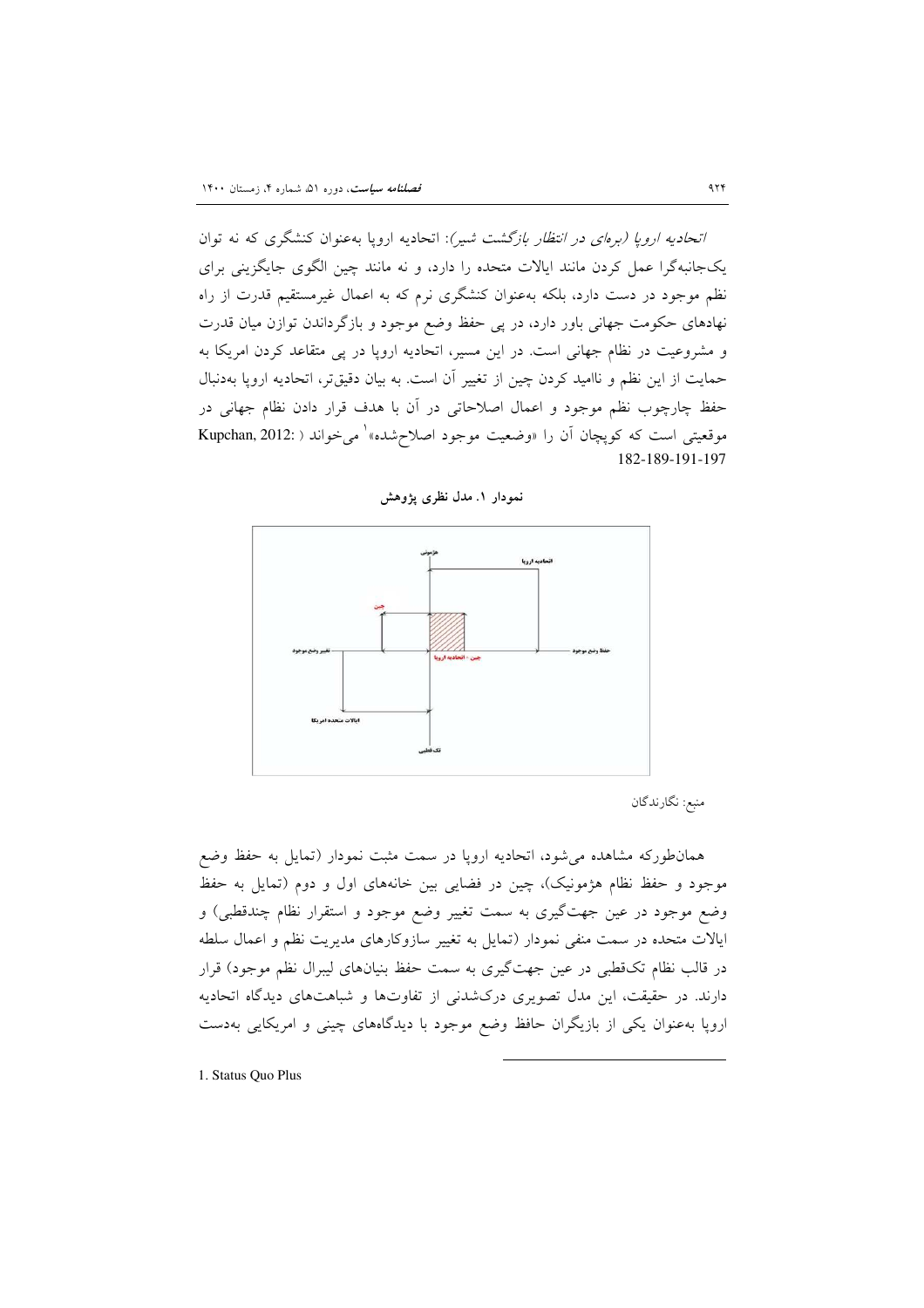*اتحادیه اروپا (بره‌ای در انتظار بازگشت شیر)*: اتحادیه اروپا به‌عنوان کنشگری که نه توان یک‌جانبه‌گرا عمل کردن مانند ایالات متحده را دارد، و نه مانند چین الگوی جایگزینی برای نظم موجود در دست دارد، بلکه به‌عنوان کنشگری نرم که به اعمال غیرمستقیم قدرت از راه نهادهای حکومت جهانی باور دارد، در پی حفظ وضع موجود و بازگرداندن توازن میان قدرت و مشروعیت در نظام جهانی است. در این مسیر، اتحادیه اروپا در پی متقاعد کردن امریکا به حمایت از این نظم و ناامید کردن چین از تغییر آن است. به بیان دقیق‌تر، اتحادیه اروپا به‌دنبال حفظ چارچوب نظم موجود و اعمال اصلاحاتی در آن با هدف قرار دادن نظام جهانی در موقعیتی است که کوپچان آن را «وضعیت موجود اصلاح‌شده»[1] می‌خواند (Kupchan, 2012: 182-189-191-197)

**نمودار ۱. مدل نظری پژوهش**

منبع: نگارندگان

همان‌طورکه مشاهده می‌شود، اتحادیه اروپا در سمت مثبت نمودار (تمایل به حفظ وضع موجود و حفظ نظام هژمونیک)، چین در فضایی بین خانه‌های اول و دوم (تمایل به حفظ وضع موجود در عین جهت‌گیری به سمت تغییر وضع موجود و استقرار نظام چندقطبی) و ایالات متحده در سمت منفی نمودار (تمایل به تغییر سازوکارهای مدیریت نظم و اعمال سلطه در قالب نظام تک‌قطبی در عین جهت‌گیری به سمت حفظ بنیان‌های لیبرال نظم موجود) قرار دارند. در حقیقت، این مدل تصویری درک‌شدنی از تفاوت‌ها و شباهت‌های دیدگاه اتحادیه اروپا به‌عنوان یکی از بازیگران حافظ وضع موجود با دیدگاه‌های چینی و امریکایی به‌دست

1. Status Quo Plus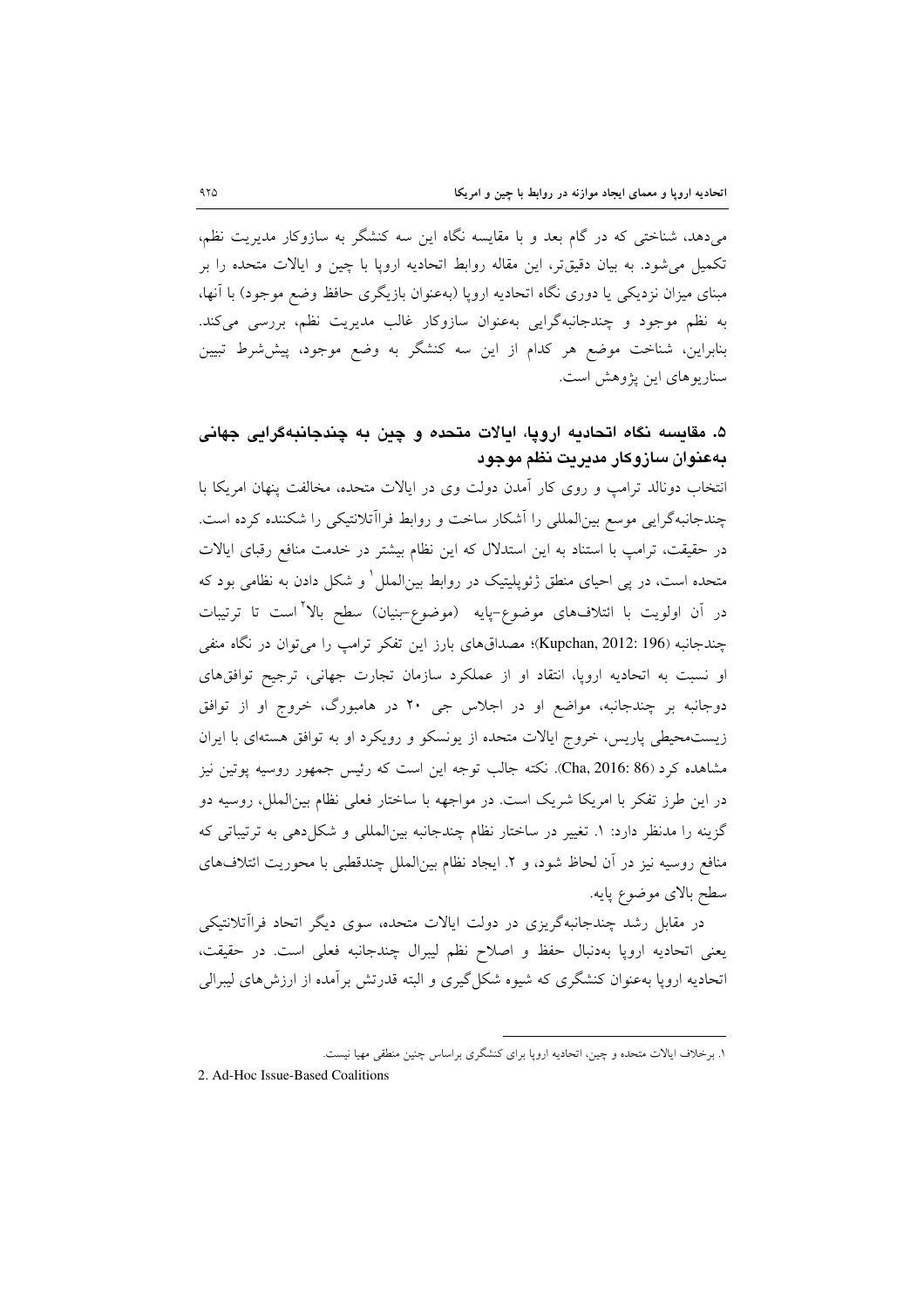می‌دهد، شناختی که در گام بعد و با مقایسه نگاه این سه کنشگر به سازوکار مدیریت نظم، تکمیل می‌شود. به بیان دقیق‌تر، این مقاله روابط اتحادیه اروپا با چین و ایالات متحده را بر مبنای میزان نزدیکی یا دوری نگاه اتحادیه اروپا (به‌عنوان بازیگری حافظ وضع موجود) با آنها، به نظم موجود و چندجانبه‌گرایی به‌عنوان سازوکار غالب مدیریت نظم، بررسی می‌کند. بنابراین، شناخت موضع هر کدام از این سه کنشگر به وضع موجود، پیش‌شرط تبیین سناریوهای این پژوهش است.

## ۵. مقایسه نگاه اتحادیه اروپا، ایالات متحده و چین به چندجانبه‌گرایی جهانی به‌عنوان سازوکار مدیریت نظم موجود

انتخاب دونالد ترامپ و روی کار آمدن دولت وی در ایالات متحده، مخالفت پنهان امریکا با چندجانبه‌گرایی موسع بین‌المللی را آشکار ساخت و روابط فراآتلانتیکی را شکننده کرده است. در حقیقت، ترامپ با استناد به این استدلال که این نظام بیشتر در خدمت منافع رقبای ایالات متحده است، در پی احیای منطق ژئوپلیتیک در روابط بین‌الملل[1] و شکل دادن به نظامی بود که در آن اولویت با ائتلاف‌های موضوع-پایه (موضوع-بنیان) سطح بالا[2] است تا ترتیبات چندجانبه (Kupchan, 2012: 196)؛ مصداق‌های بارز این تفکر ترامپ را می‌توان در نگاه منفی او نسبت به اتحادیه اروپا، انتقاد او از عملکرد سازمان تجارت جهانی، ترجیح توافق‌های دوجانبه بر چندجانبه، مواضع او در اجلاس جی ۲۰ در هامبورگ، خروج او از توافق زیست‌محیطی پاریس، خروج ایالات متحده از یونسکو و رویکرد او به توافق هسته‌ای با ایران مشاهده کرد (Cha, 2016: 86). نکته جالب توجه این است که رئیس جمهور روسیه پوتین نیز در این طرز تفکر با امریکا شریک است. در مواجهه با ساختار فعلی نظام بین‌الملل، روسیه دو گزینه را مدنظر دارد: ۱. تغییر در ساختار نظام چندجانبه بین‌المللی و شکل‌دهی به ترتیباتی که منافع روسیه نیز در آن لحاظ شود، و ۲. ایجاد نظام بین‌الملل چندقطبی با محوریت ائتلاف‌های سطح بالای موضوع پایه.

در مقابل رشد چندجانبه‌گریزی در دولت ایالات متحده، سوی دیگر اتحاد فراآتلانتیکی یعنی اتحادیه اروپا به‌دنبال حفظ و اصلاح نظم لیبرال چندجانبه فعلی است. در حقیقت، اتحادیه اروپا به‌عنوان کنشگری که شیوه شکل‌گیری و البته قدرتش برآمده از ارزش‌های لیبرالی

---

۱. برخلاف ایالات متحده و چین، اتحادیه اروپا برای کنشگری براساس چنین منطقی مهیا نیست.

2. Ad-Hoc Issue-Based Coalitions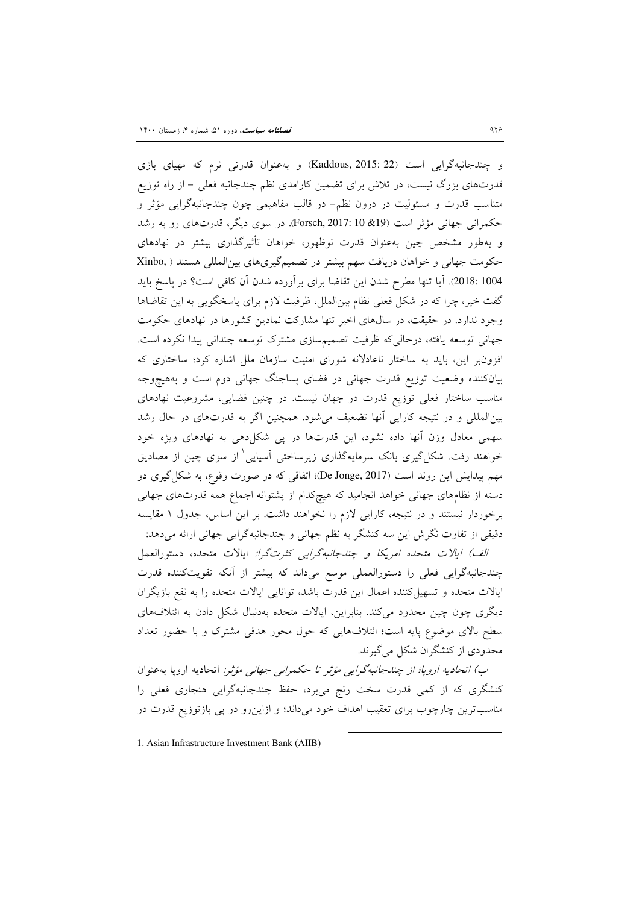و چندجانبه‌گرایی است (Kaddous, 2015: 22) و به‌عنوان قدرتی نرم که مهیای بازی قدرت‌های بزرگ نیست، در تلاش برای تضمین کارامدی نظم چندجانبه فعلی – از راه توزیع متناسب قدرت و مسئولیت در درون نظم– در قالب مفاهیمی چون چندجانبه‌گرایی مؤثر و حکمرانی جهانی مؤثر است (Forsch, 2017: 10 &19). در سوی دیگر، قدرت‌های رو به رشد و به‌طور مشخص چین به‌عنوان قدرت نوظهور، خواهان تأثیرگذاری بیشتر در نهادهای حکومت جهانی و خواهان دریافت سهم بیشتر در تصمیم‌گیری‌های بین‌المللی هستند (Xinbo, 2018: 1004). آیا تنها مطرح شدن این تقاضا برای برآورده شدن آن کافی است؟ در پاسخ باید گفت خیر، چرا که در شکل فعلی نظام بین‌الملل، ظرفیت لازم برای پاسخگویی به این تقاضاها وجود ندارد. در حقیقت، در سال‌های اخیر تنها مشارکت نمادین کشورها در نهادهای حکومت جهانی توسعه یافته، درحالی‌که ظرفیت تصمیم‌سازی مشترک توسعه چندانی پیدا نکرده است. افزون‌بر این، باید به ساختار ناعادلانه شورای امنیت سازمان ملل اشاره کرد؛ ساختاری که بیان‌کننده وضعیت توزیع قدرت جهانی در فضای پساجنگ جهانی دوم است و به‌هیچ‌وجه مناسب ساختار فعلی توزیع قدرت در جهان نیست. در چنین فضایی، مشروعیت نهادهای بین‌المللی و در نتیجه کارایی آنها تضعیف می‌شود. همچنین اگر به قدرت‌های در حال رشد سهمی معادل وزن آنها داده نشود، این قدرت‌ها در پی شکل‌دهی به نهادهای ویژه خود خواهند رفت. شکل‌گیری بانک سرمایه‌گذاری زیرساختی آسیایی[1] از سوی چین از مصادیق مهم پیدایش این روند است (De Jonge, 2017)؛ اتفاقی که در صورت وقوع، به شکل‌گیری دو دسته از نظام‌های جهانی خواهد انجامید که هیچ‌کدام از پشتوانه اجماع همه قدرت‌های جهانی برخوردار نیستند و در نتیجه، کارایی لازم را نخواهند داشت. بر این اساس، جدول ۱ مقایسه دقیقی از تفاوت نگرش این سه کنشگر به نظم جهانی و چندجانبه‌گرایی جهانی ارائه می‌دهد:

*الف) ایالات متحده امریکا و چندجانبه‌گرایی کثرت‌گرا:* ایالات متحده، دستورالعمل چندجانبه‌گرایی فعلی را دستورالعملی موسع می‌داند که بیشتر از آنکه تقویت‌کننده قدرت ایالات متحده و تسهیل‌کننده اعمال این قدرت باشد، توانایی ایالات متحده را به نفع بازیگران دیگری چون چین محدود می‌کند. بنابراین، ایالات متحده به‌دنبال شکل دادن به ائتلاف‌های سطح بالای موضوع پایه است؛ ائتلاف‌هایی که حول محور هدفی مشترک و با حضور تعداد محدودی از کنشگران شکل می‌گیرند.

*ب) اتحادیه اروپا؛ از چندجانبه‌گرایی مؤثر تا حکمرانی جهانی مؤثر:* اتحادیه اروپا به‌عنوان کنشگری که از کمی قدرت سخت رنج می‌برد، حفظ چندجانبه‌گرایی هنجاری فعلی را مناسب‌ترین چارچوب برای تعقیب اهداف خود می‌داند؛ و ازاین‌رو در پی بازتوزیع قدرت در

1. Asian Infrastructure Investment Bank (AIIB)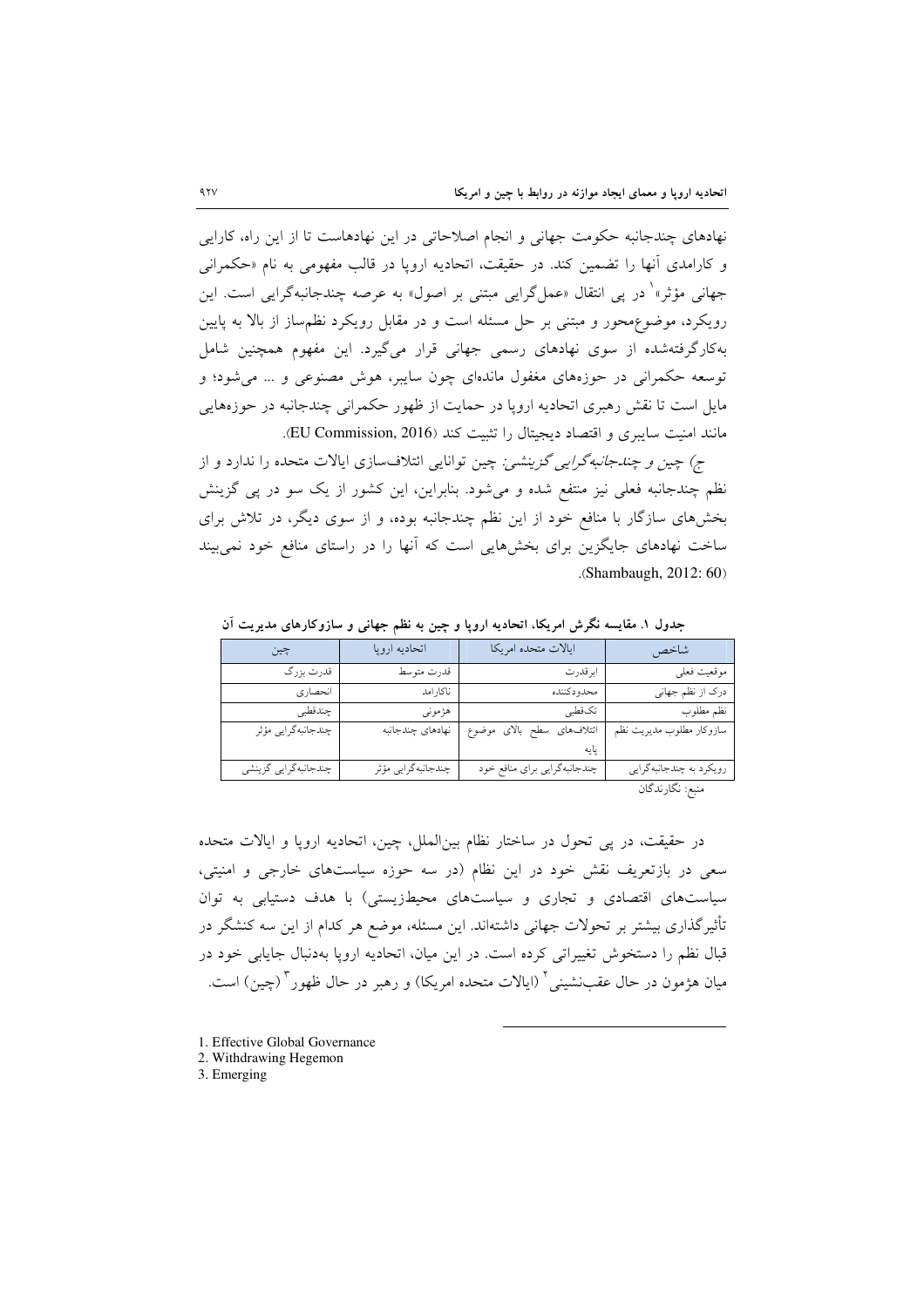نهادهای چندجانبه حکومت جهانی و انجام اصلاحاتی در این نهادهاست تا از این راه، کارایی و کارامدی آنها را تضمین کند. در حقیقت، اتحادیه اروپا در قالب مفهومی به نام «حکمرانی جهانی مؤثر»[1] در پی انتقال «عمل‌گرایی مبتنی بر اصول» به عرصه چندجانبه‌گرایی است. این رویکرد، موضوع‌محور و مبتنی بر حل مسئله است و در مقابل رویکرد نظم‌ساز از بالا به پایین به‌کارگرفته‌شده از سوی نهادهای رسمی جهانی قرار می‌گیرد. این مفهوم همچنین شامل توسعه حکمرانی در حوزه‌های مغفول مانده‌ای چون سایبر، هوش مصنوعی و ... می‌شود؛ و مایل است تا نقش رهبری اتحادیه اروپا در حمایت از ظهور حکمرانی چندجانبه در حوزه‌هایی مانند امنیت سایبری و اقتصاد دیجیتال را تثبیت کند (EU Commission, 2016).

*ج) چین و چندجانبه‌گرایی گزینشی:* چین توانایی ائتلاف‌سازی ایالات متحده را ندارد و از نظم چندجانبه فعلی نیز منتفع شده و می‌شود. بنابراین، این کشور از یک سو در پی گزینش بخش‌های سازگار با منافع خود از این نظم چندجانبه بوده، و از سوی دیگر، در تلاش برای ساخت نهادهای جایگزین برای بخش‌هایی است که آنها را در راستای منافع خود نمی‌بینند (Shambaugh, 2012: 60).

**جدول ۱. مقایسه نگرش امریکا، اتحادیه اروپا و چین به نظم جهانی و سازوکارهای مدیریت آن**

| شاخص | ایالات متحده امریکا | اتحادیه اروپا | چین |
|---|---|---|---|
| موقعیت فعلی | ابرقدرت | قدرت متوسط | قدرت بزرگ |
| درک از نظم جهانی | محدودکننده | ناکارامد | انحصاری |
| نظم مطلوب | تک‌قطبی | هژمونی | چندقطبی |
| سازوکار مطلوب مدیریت نظم | ائتلاف‌های سطح بالای موضوع پایه | نهادهای چندجانبه | چندجانبه‌گرایی مؤثر |
| رویکرد به چندجانبه‌گرایی | چندجانبه‌گرایی برای منافع خود | چندجانبه‌گرایی مؤثر | چندجانبه‌گرایی گزینشی |

منبع: نگارندگان

در حقیقت، در پی تحول در ساختار نظام بین‌الملل، چین، اتحادیه اروپا و ایالات متحده سعی در بازتعریف نقش خود در این نظام (در سه حوزه سیاست‌های خارجی و امنیتی، سیاست‌های اقتصادی و تجاری و سیاست‌های محیط‌زیستی) با هدف دستیابی به توان تأثیرگذاری بیشتر بر تحولات جهانی داشته‌اند. این مسئله، موضع هر کدام از این سه کنشگر در قبال نظم را دستخوش تغییراتی کرده است. در این میان، اتحادیه اروپا به‌دنبال جایابی خود در میان هژمون در حال عقب‌نشینی[2] (ایالات متحده امریکا) و رهبر در حال ظهور[3] (چین) است.

---

1. Effective Global Governance
2. Withdrawing Hegemon
3. Emerging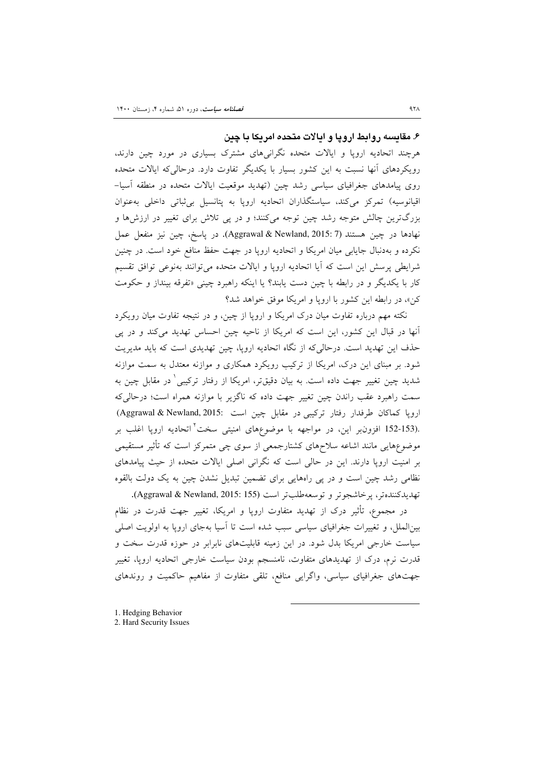## ۶. مقایسه روابط اروپا و ایالات متحده امریکا با چین

هرچند اتحادیه اروپا و ایالات متحده نگرانی‌های مشترک بسیاری در مورد چین دارند، رویکردهای آنها نسبت به این کشور بسیار با یکدیگر تفاوت دارد. درحالی‌که ایالات متحده روی پیامدهای جغرافیای سیاسی رشد چین (تهدید موقعیت ایالات متحده در منطقه آسیا-اقیانوسیه) تمرکز می‌کند، سیاستگذاران اتحادیه اروپا به پتانسیل بی‌ثباتی داخلی به‌عنوان بزرگ‌ترین چالش متوجه رشد چین توجه می‌کنند؛ و در پی تلاش برای تغییر در ارزش‌ها و نهادها در چین هستند (Aggrawal & Newland, 2015: 7). در پاسخ، چین نیز منفعل عمل نکرده و به‌دنبال جایابی میان امریکا و اتحادیه اروپا در جهت حفظ منافع خود است. در چنین شرایطی پرسش این است که آیا اتحادیه اروپا و ایالات متحده می‌توانند به‌نوعی توافق تقسیم کار با یکدیگر و در رابطه با چین دست یابند؟ یا اینکه راهبرد چینی «تفرقه بینداز و حکومت کن»، در رابطه این کشور با اروپا و امریکا موفق خواهد شد؟

نکته مهم درباره تفاوت میان درک امریکا و اروپا از چین، و در نتیجه تفاوت میان رویکرد آنها در قبال این کشور، این است که امریکا از ناحیه چین احساس تهدید می‌کند و در پی حذف این تهدید است. درحالی‌که از نگاه اتحادیه اروپا، چین تهدیدی است که باید مدیریت شود. بر مبنای این درک، امریکا از ترکیب رویکرد همکاری و موازنه معتدل به سمت موازنه شدید چین تغییر جهت داده است. به بیان دقیق‌تر، امریکا از رفتار ترکیبی[1] در مقابل چین به سمت راهبرد عقب راندن چین تغییر جهت داده که ناگزیر با موازنه همراه است؛ درحالی‌که اروپا کماکان طرفدار رفتار ترکیبی در مقابل چین است (Aggrawal & Newland, 2015: 152-153). افزون‌بر این، در مواجهه با موضوع‌های امنیتی سخت[2] اتحادیه اروپا اغلب بر موضوع‌هایی مانند اشاعه سلاح‌های کشتارجمعی از سوی چی متمرکز است که تأثیر مستقیمی بر امنیت اروپا دارند. این در حالی است که نگرانی اصلی ایالات متحده از حیث پیامدهای نظامی رشد چین است و در پی راه‌هایی برای تضمین تبدیل نشدن چین به یک دولت بالقوه تهدیدکننده‌تر، پرخاشجوتر و توسعه‌طلب‌تر است (Aggrawal & Newland, 2015: 155).

در مجموع، تأثیر درک از تهدید متفاوت اروپا و امریکا، تغییر جهت قدرت در نظام بین‌الملل، و تغییرات جغرافیای سیاسی سبب شده است تا آسیا به‌جای اروپا به اولویت اصلی سیاست خارجی امریکا بدل شود. در این زمینه قابلیت‌های نابرابر در حوزه قدرت سخت و قدرت نرم، درک از تهدیدهای متفاوت، نامنسجم بودن سیاست خارجی اتحادیه اروپا، تغییر جهت‌های جغرافیای سیاسی، واگرایی منافع، تلقی متفاوت از مفاهیم حاکمیت و روندهای

---

1. Hedging Behavior
2. Hard Security Issues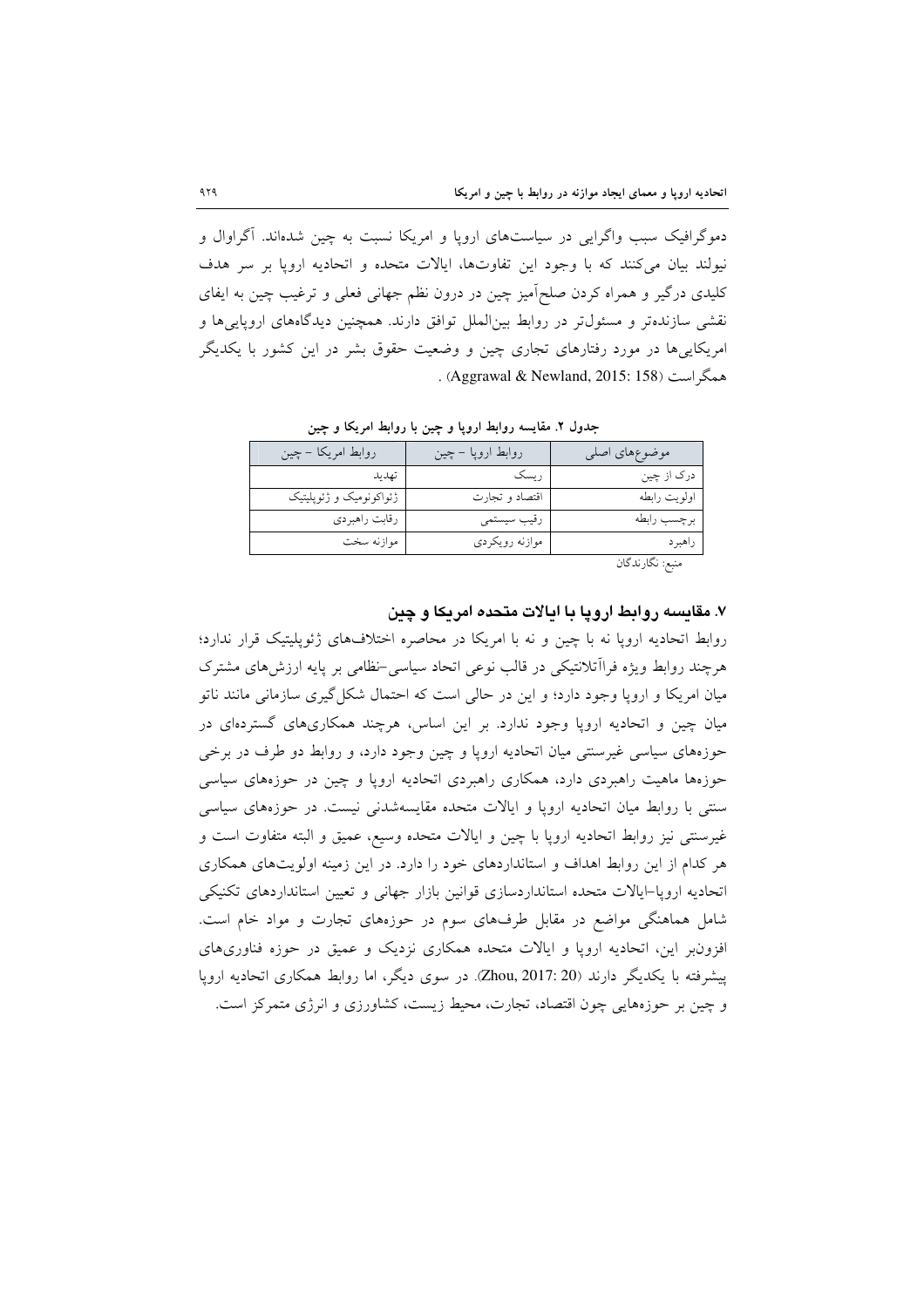دموگرافیک سبب واگرایی در سیاست‌های اروپا و امریکا نسبت به چین شده‌اند. آگراوال و نیولند بیان می‌کنند که با وجود این تفاوت‌ها، ایالات متحده و اتحادیه اروپا بر سر هدف کلیدی درگیر و همراه کردن صلح‌آمیز چین در درون نظم جهانی فعلی و ترغیب چین به ایفای نقشی سازنده‌تر و مسئول‌تر در روابط بین‌الملل توافق دارند. همچنین دیدگاه‌های اروپایی‌ها و امریکایی‌ها در مورد رفتارهای تجاری چین و وضعیت حقوق بشر در این کشور با یکدیگر همگراست (Aggrawal & Newland, 2015: 158) .

**جدول ۲. مقایسه روابط اروپا و چین با روابط امریکا و چین**

| موضوع‌های اصلی | روابط اروپا – چین | روابط امریکا – چین |
|---|---|---|
| درک از چین | ریسک | تهدید |
| اولویت رابطه | اقتصاد و تجارت | ژئواکونومیک و ژئوپلیتیک |
| برچسب رابطه | رقیب سیستمی | رقابت راهبردی |
| راهبرد | موازنه رویکردی | موازنه سخت |

منبع: نگارندگان

## ۷. مقایسه روابط اروپا با ایالات متحده امریکا و چین

روابط اتحادیه اروپا نه با چین و نه با امریکا در محاصره اختلاف‌های ژئوپلیتیک قرار ندارد؛ هرچند روابط ویژه فراآتلانتیکی در قالب نوعی اتحاد سیاسی–نظامی بر پایه ارزش‌های مشترک میان امریکا و اروپا وجود دارد؛ و این در حالی است که احتمال شکل‌گیری سازمانی مانند ناتو میان چین و اتحادیه اروپا وجود ندارد. بر این اساس، هرچند همکاری‌های گسترده‌ای در حوزه‌های سیاسی غیرسنتی میان اتحادیه اروپا و چین وجود دارد، و روابط دو طرف در برخی حوزه‌ها ماهیت راهبردی دارد، همکاری راهبردی اتحادیه اروپا و چین در حوزه‌های سیاسی سنتی با روابط میان اتحادیه اروپا و ایالات متحده مقایسه‌شدنی نیست. در حوزه‌های سیاسی غیرسنتی نیز روابط اتحادیه اروپا با چین و ایالات متحده وسیع، عمیق و البته متفاوت است و هر کدام از این روابط اهداف و استانداردهای خود را دارد. در این زمینه اولویت‌های همکاری اتحادیه اروپا–ایالات متحده استانداردسازی قوانین بازار جهانی و تعیین استانداردهای تکنیکی شامل هماهنگی مواضع در مقابل طرف‌های سوم در حوزه‌های تجارت و مواد خام است. افزون‌بر این، اتحادیه اروپا و ایالات متحده همکاری نزدیک و عمیق در حوزه فناوری‌های پیشرفته با یکدیگر دارند (Zhou, 2017: 20). در سوی دیگر، اما روابط همکاری اتحادیه اروپا و چین بر حوزه‌هایی چون اقتصاد، تجارت، محیط زیست، کشاورزی و انرژی متمرکز است.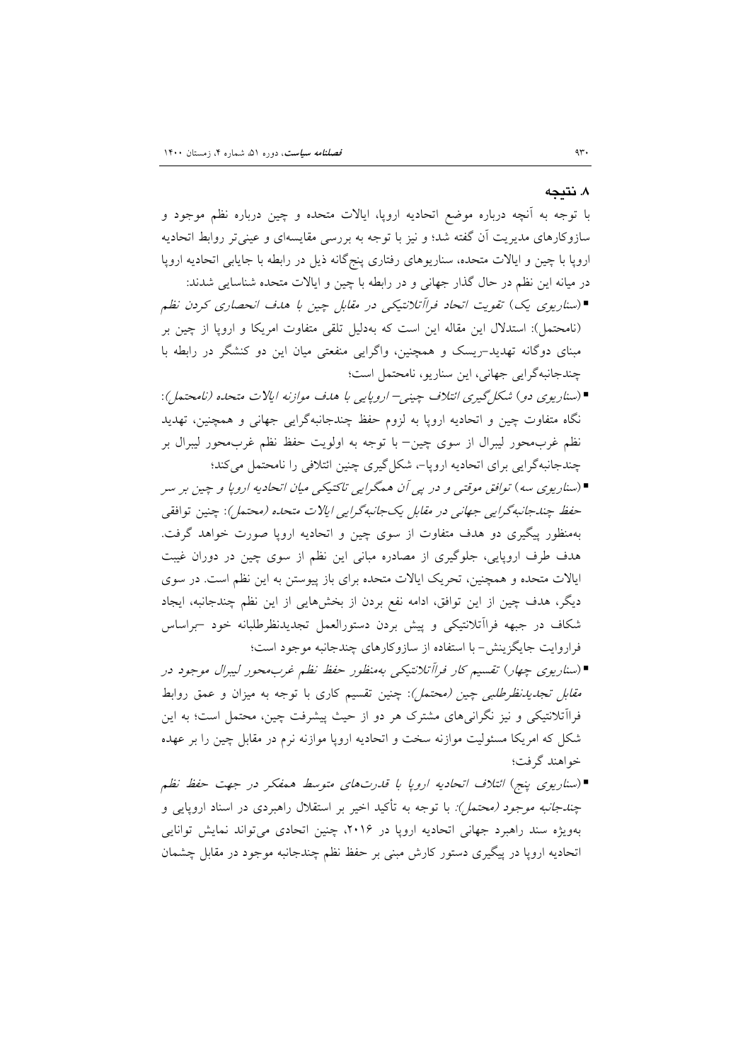## ۸. نتیجه

با توجه به آنچه درباره موضع اتحادیه اروپا، ایالات متحده و چین درباره نظم موجود و سازوکارهای مدیریت آن گفته شد؛ و نیز با توجه به بررسی مقایسه‌ای و عینی‌تر روابط اتحادیه اروپا با چین و ایالات متحده، سناریوهای رفتاری پنج‌گانه ذیل در رابطه با جایابی اتحادیه اروپا در میانه این نظم در حال گذار جهانی و در رابطه با چین و ایالات متحده شناسایی شدند:

- (*سناریوی یک) تقویت اتحاد فراآتلانتیکی در مقابل چین با هدف انحصاری کردن نظم* (نامحتمل): استدلال این مقاله این است که به‌دلیل تلقی متفاوت امریکا و اروپا از چین بر مبنای دوگانه تهدید-ریسک و همچنین، واگرایی منفعتی میان این دو کنشگر در رابطه با چندجانبه‌گرایی جهانی، این سناریو، نامحتمل است؛
- (*سناریوی دو) شکل‌گیری ائتلاف چینی– اروپایی با هدف موازنه ایالات متحده (نامحتمل)*: نگاه متفاوت چین و اتحادیه اروپا به لزوم حفظ چندجانبه‌گرایی جهانی و همچنین، تهدید نظم غرب‌محور لیبرال از سوی چین– با توجه به اولویت حفظ نظم غرب‌محور لیبرال بر چندجانبه‌گرایی برای اتحادیه اروپا–، شکل‌گیری چنین ائتلافی را نامحتمل می‌کند؛
- (*سناریوی سه) توافق موقتی و در پی آن همگرایی تاکتیکی میان اتحادیه اروپا و چین بر سر حفظ چندجانبه‌گرایی جهانی در مقابل یک‌جانبه‌گرایی ایالات متحده (محتمل)*: چنین توافقی به‌منظور پیگیری دو هدف متفاوت از سوی چین و اتحادیه اروپا صورت خواهد گرفت. هدف طرف اروپایی، جلوگیری از مصادره مبانی این نظم از سوی چین در دوران غیبت ایالات متحده و همچنین، تحریک ایالات متحده برای باز پیوستن به این نظم است. در سوی دیگر، هدف چین از این توافق، ادامه نفع بردن از بخش‌هایی از این نظم چندجانبه، ایجاد شکاف در جبهه فراآتلانتیکی و پیش بردن دستورالعمل تجدیدنظرطلبانه خود –براساس فراروایت جایگزینش– با استفاده از سازوکارهای چندجانبه موجود است؛
- (*سناریوی چهار) تقسیم کار فراآتلانتیکی به‌منظور حفظ نظم غرب‌محور لیبرال موجود در مقابل تجدیدنظرطلبی چین (محتمل)*: چنین تقسیم کاری با توجه به میزان و عمق روابط فراآتلانتیکی و نیز نگرانی‌های مشترک هر دو از حیث پیشرفت چین، محتمل است؛ به این شکل که امریکا مسئولیت موازنه سخت و اتحادیه اروپا موازنه نرم در مقابل چین را بر عهده خواهند گرفت؛
- (*سناریوی پنج) ائتلاف اتحادیه اروپا با قدرت‌های متوسط همفکر در جهت حفظ نظم چندجانبه موجود (محتمل)*: با توجه به تأکید اخیر بر استقلال راهبردی در اسناد اروپایی و به‌ویژه سند راهبرد جهانی اتحادیه اروپا در ۲۰۱۶، چنین اتحادی می‌تواند نمایش توانایی اتحادیه اروپا در پیگیری دستور کارش مبنی بر حفظ نظم چندجانبه موجود در مقابل چشمان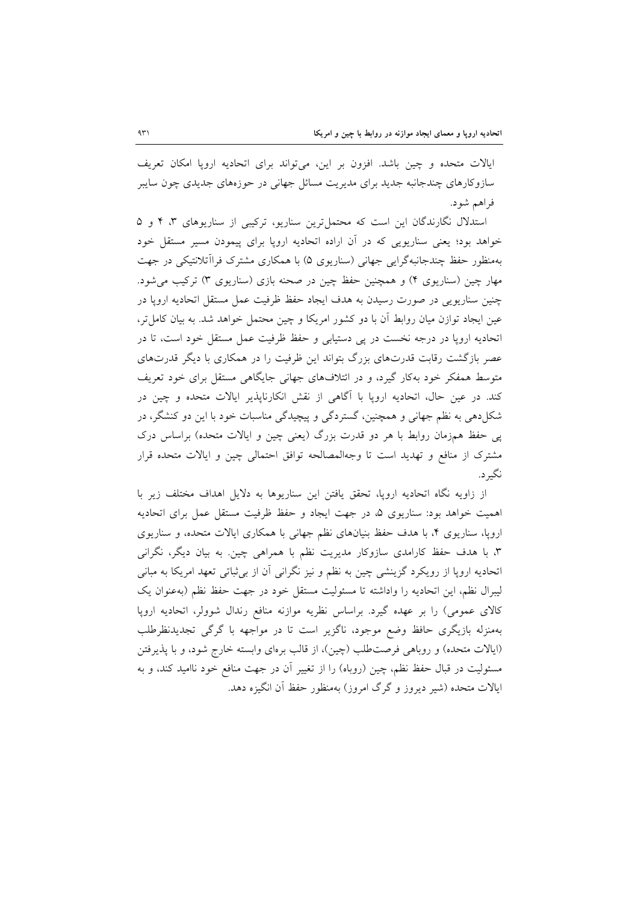ایالات متحده و چین باشد. افزون بر این، می‌تواند برای اتحادیه اروپا امکان تعریف سازوکارهای چندجانبه جدید برای مدیریت مسائل جهانی در حوزه‌های جدیدی چون سایبر فراهم شود.

استدلال نگارندگان این است که محتمل‌ترین سناریو، ترکیبی از سناریوهای ۳، ۴ و ۵ خواهد بود؛ یعنی سناریویی که در آن اراده اتحادیه اروپا برای پیمودن مسیر مستقل خود به‌منظور حفظ چندجانبه‌گرایی جهانی (سناریوی ۵) با همکاری مشترک فراآتلانتیکی در جهت مهار چین (سناریوی ۴) و همچنین حفظ چین در صحنه بازی (سناریوی ۳) ترکیب می‌شود. چنین سناریویی در صورت رسیدن به هدف ایجاد حفظ ظرفیت عمل مستقل اتحادیه اروپا در عین ایجاد توازن میان روابط آن با دو کشور امریکا و چین محتمل خواهد شد. به بیان کامل‌تر، اتحادیه اروپا در درجه نخست در پی دستیابی و حفظ ظرفیت عمل مستقل خود است، تا در عصر بازگشت رقابت قدرت‌های بزرگ بتواند این ظرفیت را در همکاری با دیگر قدرت‌های متوسط همفکر خود به‌کار گیرد، و در ائتلاف‌های جهانی جایگاهی مستقل برای خود تعریف کند. در عین حال، اتحادیه اروپا با آگاهی از نقش انکارناپذیر ایالات متحده و چین در شکل‌دهی به نظم جهانی و همچنین، گستردگی و پیچیدگی مناسبات خود با این دو کنشگر، در پی حفظ هم‌زمان روابط با هر دو قدرت بزرگ (یعنی چین و ایالات متحده) براساس درک مشترک از منافع و تهدید است تا وجه‌المصالحه توافق احتمالی چین و ایالات متحده قرار نگیرد.

از زاویه نگاه اتحادیه اروپا، تحقق یافتن این سناریوها به دلایل اهداف مختلف زیر با اهمیت خواهد بود: سناریوی ۵، در جهت ایجاد و حفظ ظرفیت مستقل عمل برای اتحادیه اروپا، سناریوی ۴، با هدف حفظ بنیان‌های نظم جهانی با همکاری ایالات متحده، و سناریوی ۳، با هدف حفظ کارامدی سازوکار مدیریت نظم با همراهی چین. به بیان دیگر، نگرانی اتحادیه اروپا از رویکرد گزینشی چین به نظم و نیز نگرانی آن از بی‌ثباتی تعهد امریکا به مبانی لیبرال نظم، این اتحادیه را واداشته تا مسئولیت مستقل خود در جهت حفظ نظم (به‌عنوان یک کالای عمومی) را بر عهده گیرد. براساس نظریه موازنه منافع رندال شوولر، اتحادیه اروپا به‌منزله بازیگری حافظ وضع موجود، ناگزیر است تا در مواجهه با گرگی تجدیدنظرطلب (ایالات متحده) و روباهی فرصت‌طلب (چین)، از قالب بره‌ای وابسته خارج شود، و با پذیرفتن مسئولیت در قبال حفظ نظم، چین (روباه) را از تغییر آن در جهت منافع خود ناامید کند، و به ایالات متحده (شیر دیروز و گرگ امروز) به‌منظور حفظ آن انگیزه دهد.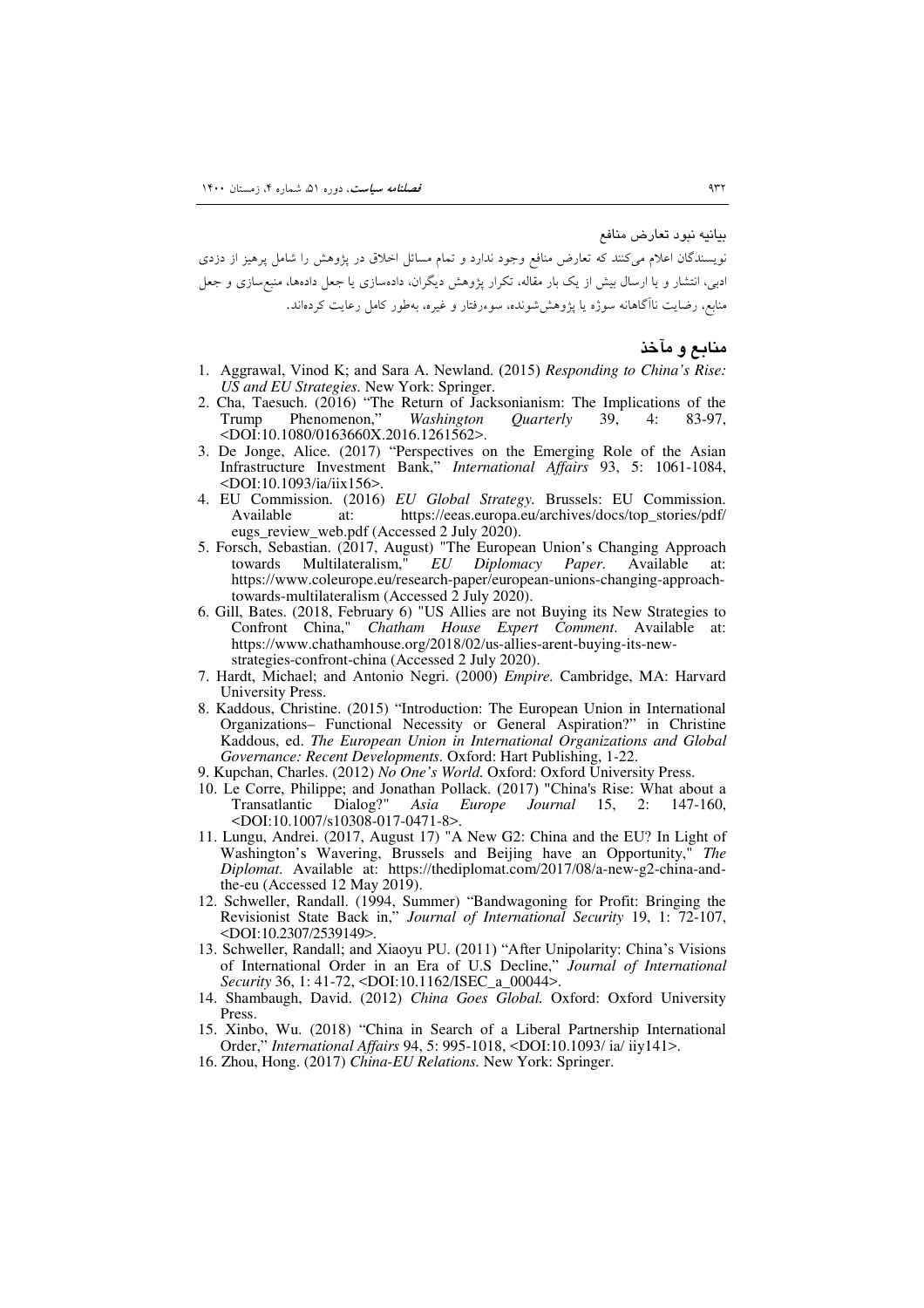### بیانیه نبود تعارض منافع

نویسندگان اعلام می‌کنند که تعارض منافع وجود ندارد و تمام مسائل اخلاق در پژوهش را شامل پرهیز از دزدی ادبی، انتشار و یا ارسال بیش از یک بار مقاله، تکرار پژوهش دیگران، داده‌سازی یا جعل داده‌ها، منبع‌سازی و جعل منابع، رضایت ناآگاهانه سوژه یا پژوهش‌شونده، سوءرفتار و غیره، به‌طور کامل رعایت کرده‌اند.

## منابع و مآخذ

1. Aggrawal, Vinod K; and Sara A. Newland. (2015) *Responding to China's Rise: US and EU Strategies*. New York: Springer.
2. Cha, Taesuch. (2016) "The Return of Jacksonianism: The Implications of the Trump Phenomenon," *Washington Quarterly* 39, 4: 83-97, <DOI:10.1080/0163660X.2016.1261562>.
3. De Jonge, Alice. (2017) "Perspectives on the Emerging Role of the Asian Infrastructure Investment Bank," *International Affairs* 93, 5: 1061-1084, <DOI:10.1093/ia/iix156>.
4. EU Commission. (2016) *EU Global Strategy*. Brussels: EU Commission. Available at: https://eeas.europa.eu/archives/docs/top_stories/pdf/eugs_review_web.pdf (Accessed 2 July 2020).
5. Forsch, Sebastian. (2017, August) "The European Union's Changing Approach towards Multilateralism," *EU Diplomacy Paper*. Available at: https://www.coleurope.eu/research-paper/european-unions-changing-approach-towards-multilateralism (Accessed 2 July 2020).
6. Gill, Bates. (2018, February 6) "US Allies are not Buying its New Strategies to Confront China," *Chatham House Expert Comment*. Available at: https://www.chathamhouse.org/2018/02/us-allies-arent-buying-its-new-strategies-confront-china (Accessed 2 July 2020).
7. Hardt, Michael; and Antonio Negri. (2000) *Empire*. Cambridge, MA: Harvard University Press.
8. Kaddous, Christine. (2015) "Introduction: The European Union in International Organizations– Functional Necessity or General Aspiration?" in Christine Kaddous, ed. *The European Union in International Organizations and Global Governance: Recent Developments*. Oxford: Hart Publishing, 1-22.
9. Kupchan, Charles. (2012) *No One's World*. Oxford: Oxford University Press.
10. Le Corre, Philippe; and Jonathan Pollack. (2017) "China's Rise: What about a Transatlantic Dialog?" *Asia Europe Journal* 15, 2: 147-160, <DOI:10.1007/s10308-017-0471-8>.
11. Lungu, Andrei. (2017, August 17) "A New G2: China and the EU? In Light of Washington's Wavering, Brussels and Beijing have an Opportunity," *The Diplomat*. Available at: https://thediplomat.com/2017/08/a-new-g2-china-and-the-eu (Accessed 12 May 2019).
12. Schweller, Randall. (1994, Summer) "Bandwagoning for Profit: Bringing the Revisionist State Back in," *Journal of International Security* 19, 1: 72-107, <DOI:10.2307/2539149>.
13. Schweller, Randall; and Xiaoyu PU. (2011) "After Unipolarity: China's Visions of International Order in an Era of U.S Decline," *Journal of International Security* 36, 1: 41-72, <DOI:10.1162/ISEC_a_00044>.
14. Shambaugh, David. (2012) *China Goes Global*. Oxford: Oxford University Press.
15. Xinbo, Wu. (2018) "China in Search of a Liberal Partnership International Order," *International Affairs* 94, 5: 995-1018, <DOI:10.1093/ ia/ iiy141>.
16. Zhou, Hong. (2017) *China-EU Relations*. New York: Springer.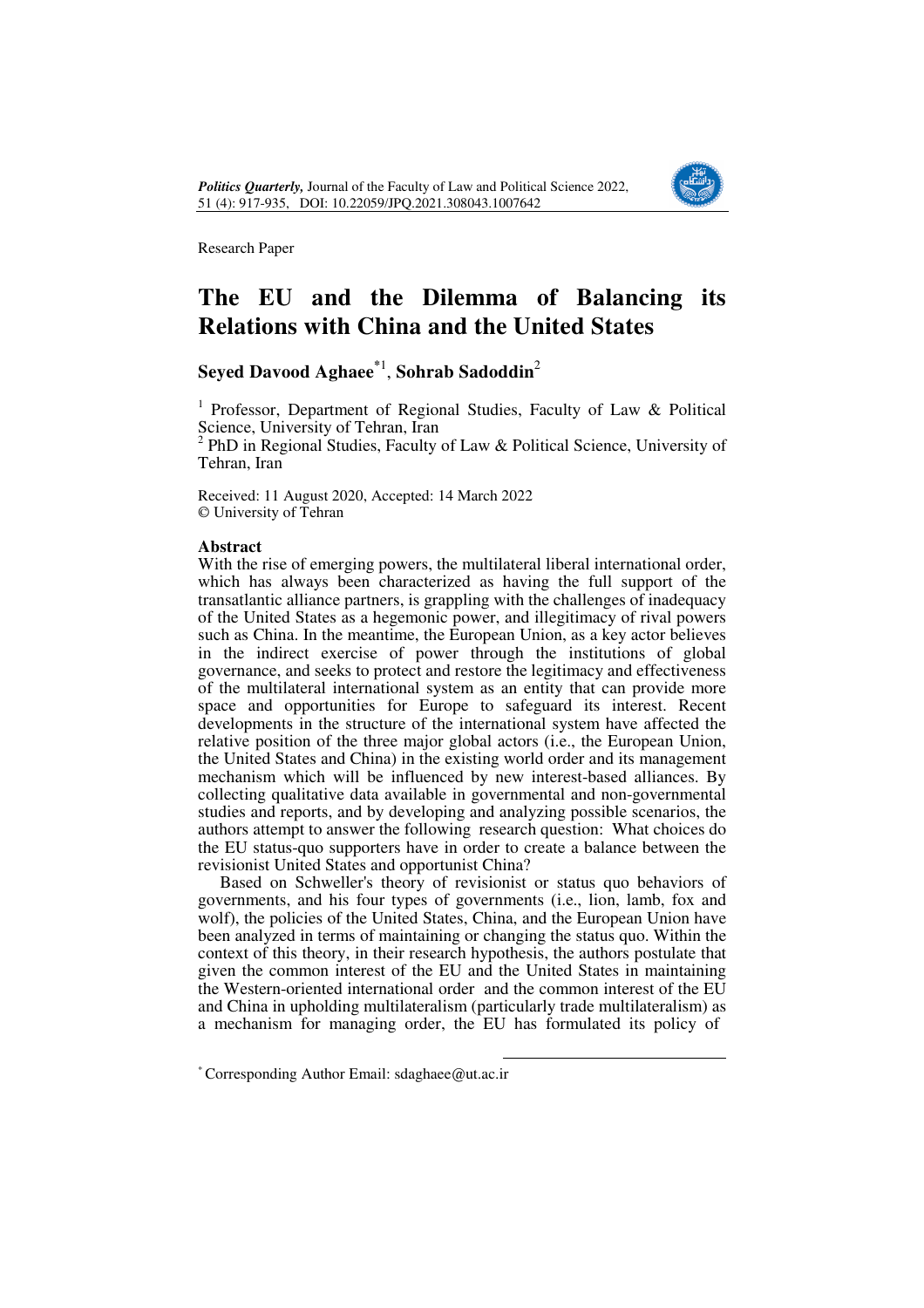Research Paper

# The EU and the Dilemma of Balancing its Relations with China and the United States

**Seyed Davood Aghaee**[*1], **Sohrab Sadoddin**[2]

[1] Professor, Department of Regional Studies, Faculty of Law & Political Science, University of Tehran, Iran
[2] PhD in Regional Studies, Faculty of Law & Political Science, University of Tehran, Iran

Received: 11 August 2020, Accepted: 14 March 2022
© University of Tehran

**Abstract**

With the rise of emerging powers, the multilateral liberal international order, which has always been characterized as having the full support of the transatlantic alliance partners, is grappling with the challenges of inadequacy of the United States as a hegemonic power, and illegitimacy of rival powers such as China. In the meantime, the European Union, as a key actor believes in the indirect exercise of power through the institutions of global governance, and seeks to protect and restore the legitimacy and effectiveness of the multilateral international system as an entity that can provide more space and opportunities for Europe to safeguard its interest. Recent developments in the structure of the international system have affected the relative position of the three major global actors (i.e., the European Union, the United States and China) in the existing world order and its management mechanism which will be influenced by new interest-based alliances. By collecting qualitative data available in governmental and non-governmental studies and reports, and by developing and analyzing possible scenarios, the authors attempt to answer the following research question: What choices do the EU status-quo supporters have in order to create a balance between the revisionist United States and opportunist China?

Based on Schweller's theory of revisionist or status quo behaviors of governments, and his four types of governments (i.e., lion, lamb, fox and wolf), the policies of the United States, China, and the European Union have been analyzed in terms of maintaining or changing the status quo. Within the context of this theory, in their research hypothesis, the authors postulate that given the common interest of the EU and the United States in maintaining the Western-oriented international order and the common interest of the EU and China in upholding multilateralism (particularly trade multilateralism) as a mechanism for managing order, the EU has formulated its policy of

---

[*] Corresponding Author Email: sdaghaee@ut.ac.ir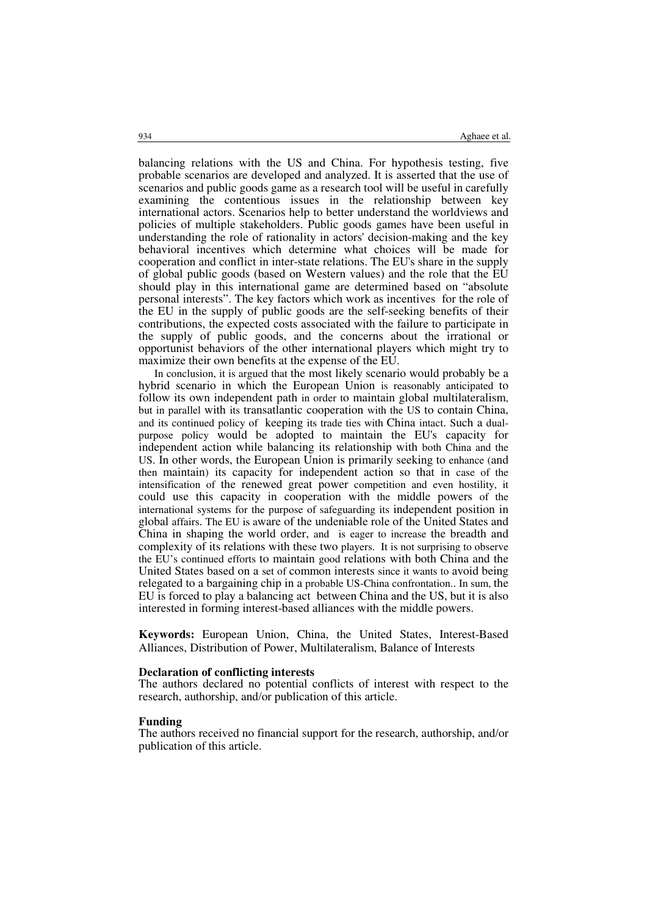balancing relations with the US and China. For hypothesis testing, five probable scenarios are developed and analyzed. It is asserted that the use of scenarios and public goods game as a research tool will be useful in carefully examining the contentious issues in the relationship between key international actors. Scenarios help to better understand the worldviews and policies of multiple stakeholders. Public goods games have been useful in understanding the role of rationality in actors' decision-making and the key behavioral incentives which determine what choices will be made for cooperation and conflict in inter-state relations. The EU's share in the supply of global public goods (based on Western values) and the role that the EU should play in this international game are determined based on "absolute personal interests". The key factors which work as incentives for the role of the EU in the supply of public goods are the self-seeking benefits of their contributions, the expected costs associated with the failure to participate in the supply of public goods, and the concerns about the irrational or opportunist behaviors of the other international players which might try to maximize their own benefits at the expense of the EU.

In conclusion, it is argued that the most likely scenario would probably be a hybrid scenario in which the European Union is reasonably anticipated to follow its own independent path in order to maintain global multilateralism, but in parallel with its transatlantic cooperation with the US to contain China, and its continued policy of keeping its trade ties with China intact. Such a dual-purpose policy would be adopted to maintain the EU's capacity for independent action while balancing its relationship with both China and the US. In other words, the European Union is primarily seeking to enhance (and then maintain) its capacity for independent action so that in case of the intensification of the renewed great power competition and even hostility, it could use this capacity in cooperation with the middle powers of the international systems for the purpose of safeguarding its independent position in global affairs. The EU is aware of the undeniable role of the United States and China in shaping the world order, and is eager to increase the breadth and complexity of its relations with these two players. It is not surprising to observe the EU's continued efforts to maintain good relations with both China and the United States based on a set of common interests since it wants to avoid being relegated to a bargaining chip in a probable US-China confrontation.. In sum, the EU is forced to play a balancing act between China and the US, but it is also interested in forming interest-based alliances with the middle powers.

**Keywords:** European Union, China, the United States, Interest-Based Alliances, Distribution of Power, Multilateralism, Balance of Interests

**Declaration of conflicting interests**

The authors declared no potential conflicts of interest with respect to the research, authorship, and/or publication of this article.

**Funding**

The authors received no financial support for the research, authorship, and/or publication of this article.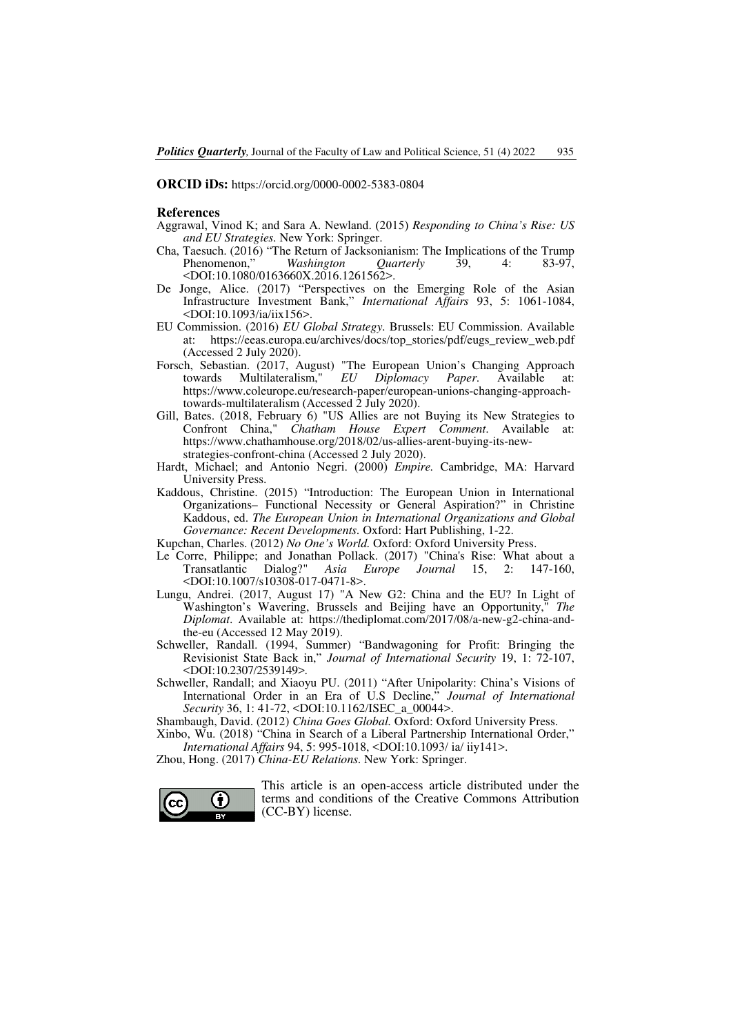**ORCID iDs:** https://orcid.org/0000-0002-5383-0804

## References

Aggrawal, Vinod K; and Sara A. Newland. (2015) *Responding to China's Rise: US and EU Strategies.* New York: Springer.

Cha, Taesuch. (2016) "The Return of Jacksonianism: The Implications of the Trump Phenomenon," *Washington Quarterly* 39, 4: 83-97, <DOI:10.1080/0163660X.2016.1261562>.

De Jonge, Alice. (2017) "Perspectives on the Emerging Role of the Asian Infrastructure Investment Bank," *International Affairs* 93, 5: 1061-1084, <DOI:10.1093/ia/iix156>.

EU Commission. (2016) *EU Global Strategy.* Brussels: EU Commission. Available at: https://eeas.europa.eu/archives/docs/top_stories/pdf/eugs_review_web.pdf (Accessed 2 July 2020).

Forsch, Sebastian. (2017, August) "The European Union's Changing Approach towards Multilateralism," *EU Diplomacy Paper.* Available at: https://www.coleurope.eu/research-paper/european-unions-changing-approach-towards-multilateralism (Accessed 2 July 2020).

Gill, Bates. (2018, February 6) "US Allies are not Buying its New Strategies to Confront China," *Chatham House Expert Comment.* Available at: https://www.chathamhouse.org/2018/02/us-allies-arent-buying-its-new-strategies-confront-china (Accessed 2 July 2020).

Hardt, Michael; and Antonio Negri. (2000) *Empire.* Cambridge, MA: Harvard University Press.

Kaddous, Christine. (2015) "Introduction: The European Union in International Organizations– Functional Necessity or General Aspiration?" in Christine Kaddous, ed. *The European Union in International Organizations and Global Governance: Recent Developments.* Oxford: Hart Publishing, 1-22.

Kupchan, Charles. (2012) *No One's World.* Oxford: Oxford University Press.

Le Corre, Philippe; and Jonathan Pollack. (2017) "China's Rise: What about a Transatlantic Dialog?" *Asia Europe Journal* 15, 2: 147-160, <DOI:10.1007/s10308-017-0471-8>.

Lungu, Andrei. (2017, August 17) "A New G2: China and the EU? In Light of Washington's Wavering, Brussels and Beijing have an Opportunity," *The Diplomat.* Available at: https://thediplomat.com/2017/08/a-new-g2-china-and-the-eu (Accessed 12 May 2019).

Schweller, Randall. (1994, Summer) "Bandwagoning for Profit: Bringing the Revisionist State Back in," *Journal of International Security* 19, 1: 72-107, <DOI:10.2307/2539149>.

Schweller, Randall; and Xiaoyu PU. (2011) "After Unipolarity: China's Visions of International Order in an Era of U.S Decline," *Journal of International Security* 36, 1: 41-72, <DOI:10.1162/ISEC_a_00044>.

Shambaugh, David. (2012) *China Goes Global.* Oxford: Oxford University Press.

Xinbo, Wu. (2018) "China in Search of a Liberal Partnership International Order," *International Affairs* 94, 5: 995-1018, <DOI:10.1093/ ia/ iiy141>.

Zhou, Hong. (2017) *China-EU Relations.* New York: Springer.

This article is an open-access article distributed under the terms and conditions of the Creative Commons Attribution (CC-BY) license.